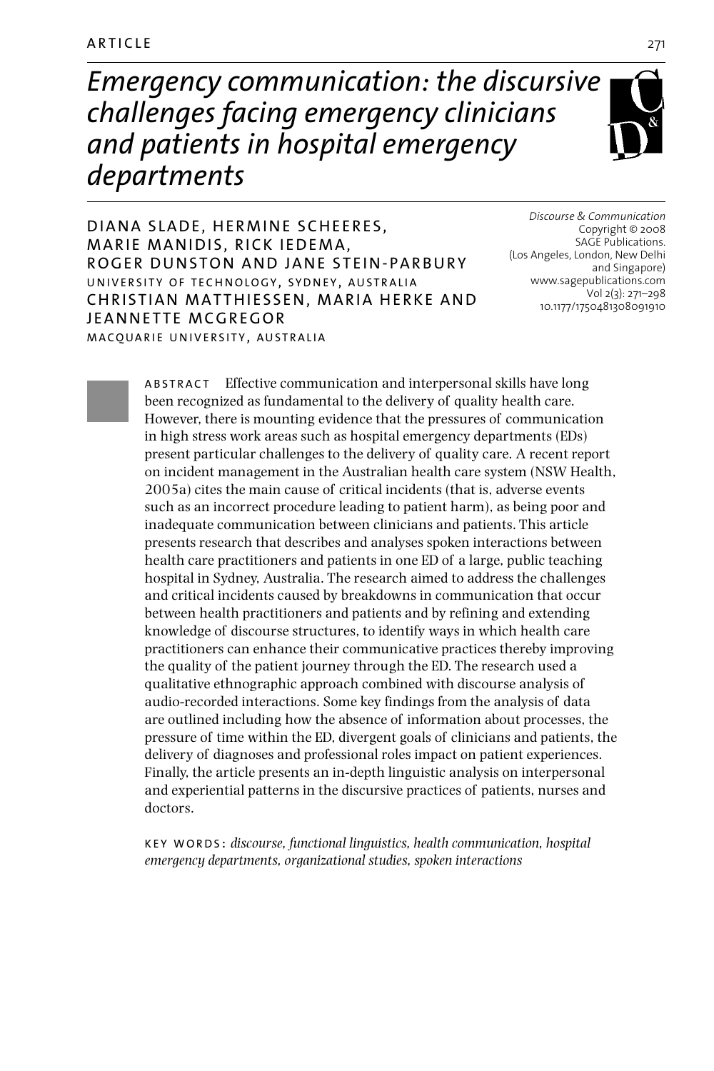ARTICLE

# *Emergency communication: the discursive challenges facing emergency clinicians and patients in hospital emergency departments*

DIANA SLADE, HERMINE SCHEERES, MARIE MANIDIS, RICK IEDEMA, ROGER DUNSTON AND JANE STEIN-PARBURY
UNIVERSITY OF TECHNOLOGY, SYDNEY, AUSTRALIA
CHRISTIAN MATTHIESSEN, MARIA HERKE AND JEANNETTE MCGREGOR
MACQUARIE UNIVERSITY, AUSTRALIA

*Discourse & Communication*
Copyright © 2008
SAGE Publications.
(Los Angeles, London, New Delhi and Singapore)
www.sagepublications.com
Vol 2(3): 271–298
10.1177/1750481308091910

ABSTRACT Effective communication and interpersonal skills have long been recognized as fundamental to the delivery of quality health care. However, there is mounting evidence that the pressures of communication in high stress work areas such as hospital emergency departments (EDs) present particular challenges to the delivery of quality care. A recent report on incident management in the Australian health care system (NSW Health, 2005a) cites the main cause of critical incidents (that is, adverse events such as an incorrect procedure leading to patient harm), as being poor and inadequate communication between clinicians and patients. This article presents research that describes and analyses spoken interactions between health care practitioners and patients in one ED of a large, public teaching hospital in Sydney, Australia. The research aimed to address the challenges and critical incidents caused by breakdowns in communication that occur between health practitioners and patients and by refining and extending knowledge of discourse structures, to identify ways in which health care practitioners can enhance their communicative practices thereby improving the quality of the patient journey through the ED. The research used a qualitative ethnographic approach combined with discourse analysis of audio-recorded interactions. Some key findings from the analysis of data are outlined including how the absence of information about processes, the pressure of time within the ED, divergent goals of clinicians and patients, the delivery of diagnoses and professional roles impact on patient experiences. Finally, the article presents an in-depth linguistic analysis on interpersonal and experiential patterns in the discursive practices of patients, nurses and doctors.

KEY WORDS: *discourse, functional linguistics, health communication, hospital emergency departments, organizational studies, spoken interactions*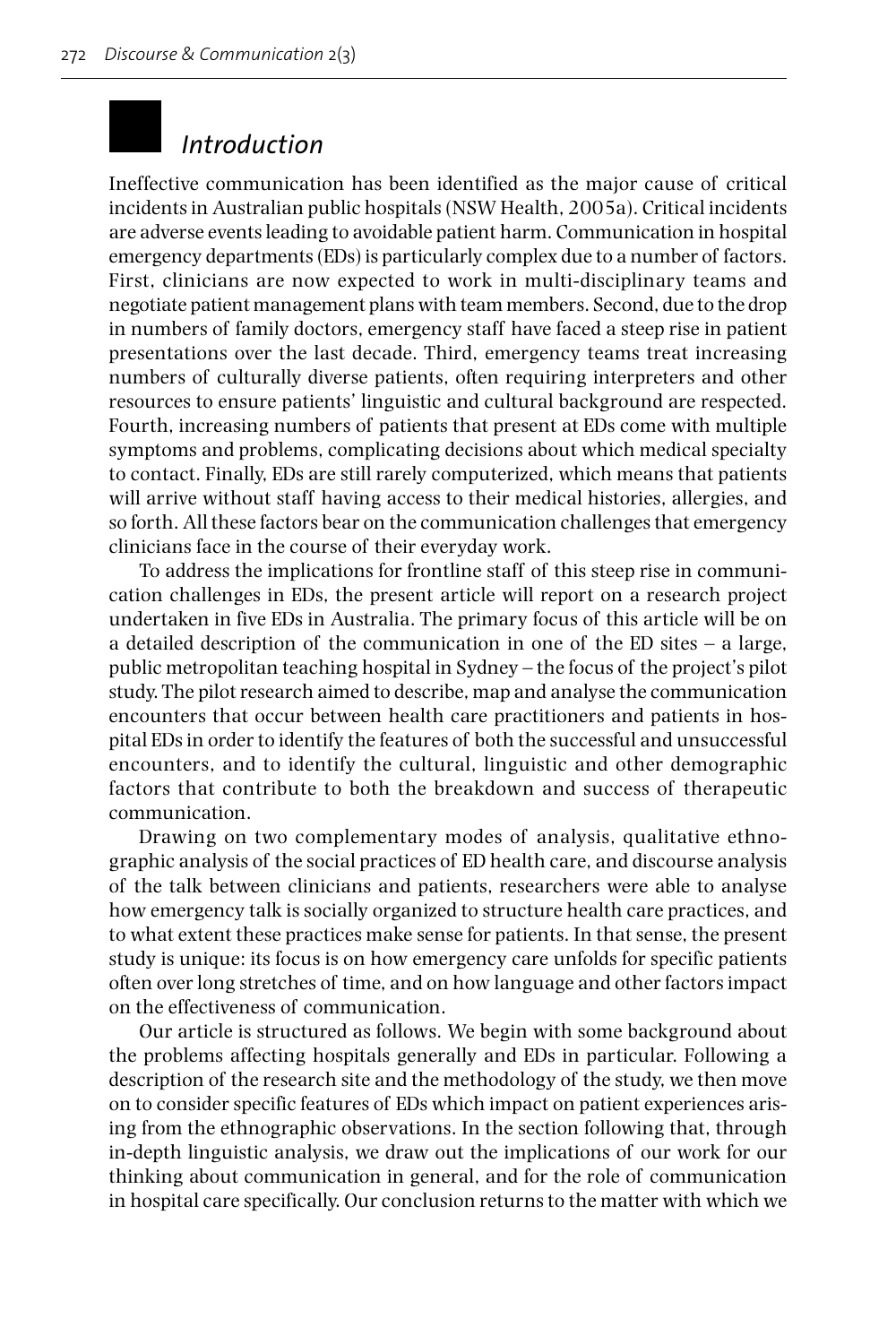## *Introduction*

Ineffective communication has been identified as the major cause of critical incidents in Australian public hospitals (NSW Health, 2005a). Critical incidents are adverse events leading to avoidable patient harm. Communication in hospital emergency departments (EDs) is particularly complex due to a number of factors. First, clinicians are now expected to work in multi-disciplinary teams and negotiate patient management plans with team members. Second, due to the drop in numbers of family doctors, emergency staff have faced a steep rise in patient presentations over the last decade. Third, emergency teams treat increasing numbers of culturally diverse patients, often requiring interpreters and other resources to ensure patients' linguistic and cultural background are respected. Fourth, increasing numbers of patients that present at EDs come with multiple symptoms and problems, complicating decisions about which medical specialty to contact. Finally, EDs are still rarely computerized, which means that patients will arrive without staff having access to their medical histories, allergies, and so forth. All these factors bear on the communication challenges that emergency clinicians face in the course of their everyday work.

To address the implications for frontline staff of this steep rise in communication challenges in EDs, the present article will report on a research project undertaken in five EDs in Australia. The primary focus of this article will be on a detailed description of the communication in one of the ED sites – a large, public metropolitan teaching hospital in Sydney – the focus of the project's pilot study. The pilot research aimed to describe, map and analyse the communication encounters that occur between health care practitioners and patients in hospital EDs in order to identify the features of both the successful and unsuccessful encounters, and to identify the cultural, linguistic and other demographic factors that contribute to both the breakdown and success of therapeutic communication.

Drawing on two complementary modes of analysis, qualitative ethnographic analysis of the social practices of ED health care, and discourse analysis of the talk between clinicians and patients, researchers were able to analyse how emergency talk is socially organized to structure health care practices, and to what extent these practices make sense for patients. In that sense, the present study is unique: its focus is on how emergency care unfolds for specific patients often over long stretches of time, and on how language and other factors impact on the effectiveness of communication.

Our article is structured as follows. We begin with some background about the problems affecting hospitals generally and EDs in particular. Following a description of the research site and the methodology of the study, we then move on to consider specific features of EDs which impact on patient experiences arising from the ethnographic observations. In the section following that, through in-depth linguistic analysis, we draw out the implications of our work for our thinking about communication in general, and for the role of communication in hospital care specifically. Our conclusion returns to the matter with which we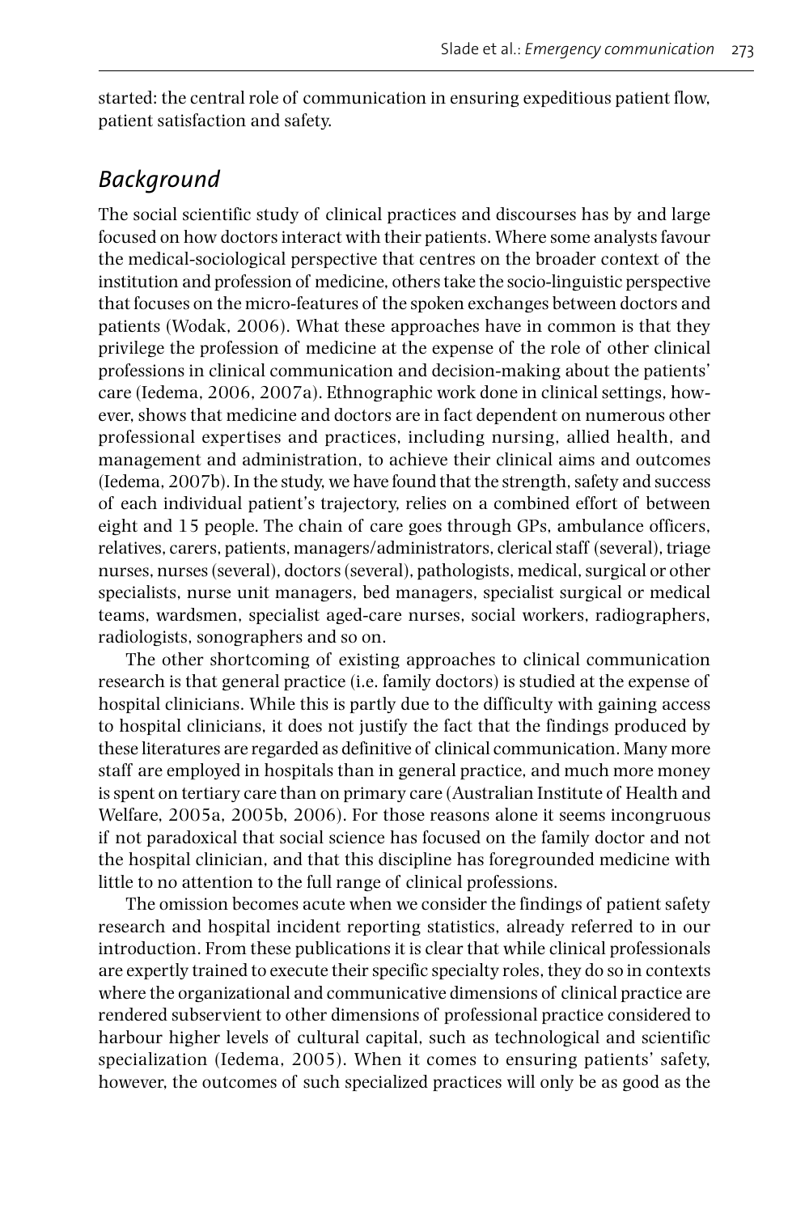started: the central role of communication in ensuring expeditious patient flow, patient satisfaction and safety.

## *Background*

The social scientific study of clinical practices and discourses has by and large focused on how doctors interact with their patients. Where some analysts favour the medical-sociological perspective that centres on the broader context of the institution and profession of medicine, others take the socio-linguistic perspective that focuses on the micro-features of the spoken exchanges between doctors and patients (Wodak, 2006). What these approaches have in common is that they privilege the profession of medicine at the expense of the role of other clinical professions in clinical communication and decision-making about the patients' care (Iedema, 2006, 2007a). Ethnographic work done in clinical settings, however, shows that medicine and doctors are in fact dependent on numerous other professional expertises and practices, including nursing, allied health, and management and administration, to achieve their clinical aims and outcomes (Iedema, 2007b). In the study, we have found that the strength, safety and success of each individual patient's trajectory, relies on a combined effort of between eight and 15 people. The chain of care goes through GPs, ambulance officers, relatives, carers, patients, managers/administrators, clerical staff (several), triage nurses, nurses (several), doctors (several), pathologists, medical, surgical or other specialists, nurse unit managers, bed managers, specialist surgical or medical teams, wardsmen, specialist aged-care nurses, social workers, radiographers, radiologists, sonographers and so on.

The other shortcoming of existing approaches to clinical communication research is that general practice (i.e. family doctors) is studied at the expense of hospital clinicians. While this is partly due to the difficulty with gaining access to hospital clinicians, it does not justify the fact that the findings produced by these literatures are regarded as definitive of clinical communication. Many more staff are employed in hospitals than in general practice, and much more money is spent on tertiary care than on primary care (Australian Institute of Health and Welfare, 2005a, 2005b, 2006). For those reasons alone it seems incongruous if not paradoxical that social science has focused on the family doctor and not the hospital clinician, and that this discipline has foregrounded medicine with little to no attention to the full range of clinical professions.

The omission becomes acute when we consider the findings of patient safety research and hospital incident reporting statistics, already referred to in our introduction. From these publications it is clear that while clinical professionals are expertly trained to execute their specific specialty roles, they do so in contexts where the organizational and communicative dimensions of clinical practice are rendered subservient to other dimensions of professional practice considered to harbour higher levels of cultural capital, such as technological and scientific specialization (Iedema, 2005). When it comes to ensuring patients' safety, however, the outcomes of such specialized practices will only be as good as the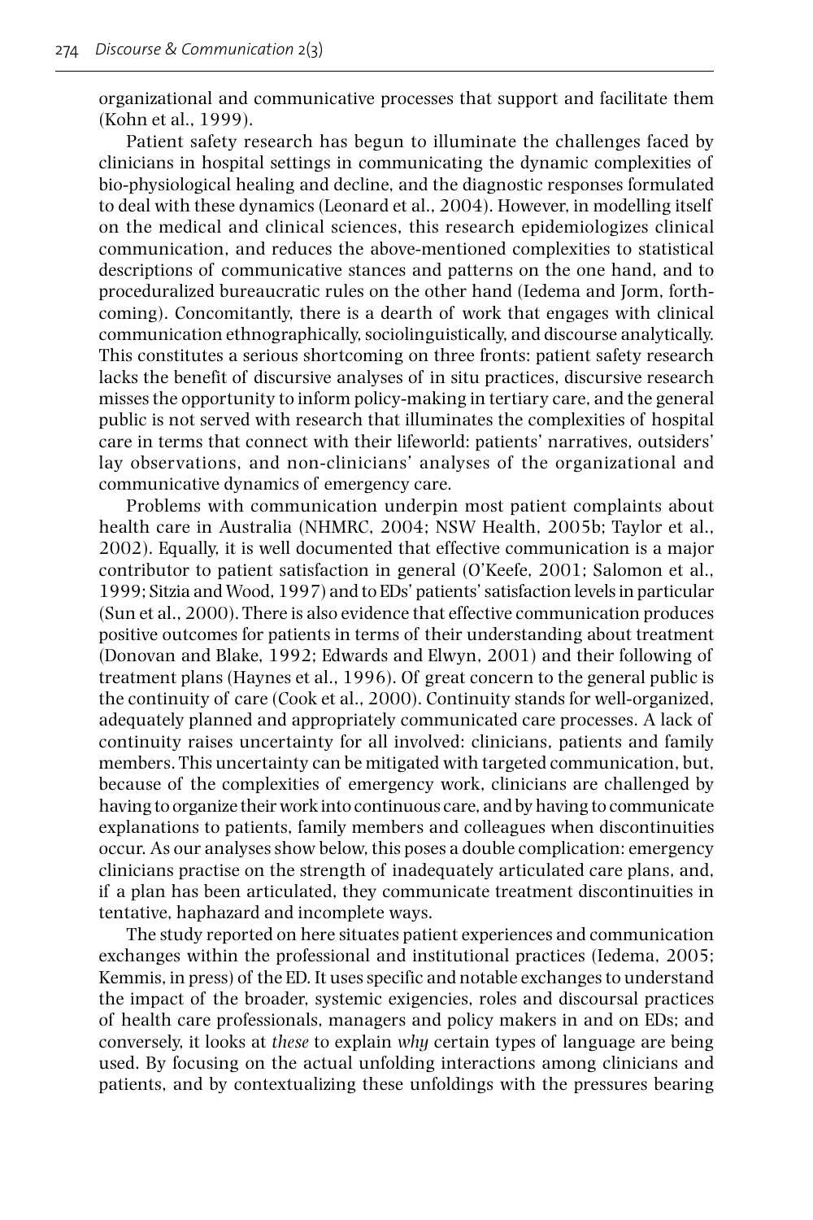organizational and communicative processes that support and facilitate them (Kohn et al., 1999).

Patient safety research has begun to illuminate the challenges faced by clinicians in hospital settings in communicating the dynamic complexities of bio-physiological healing and decline, and the diagnostic responses formulated to deal with these dynamics (Leonard et al., 2004). However, in modelling itself on the medical and clinical sciences, this research epidemiologizes clinical communication, and reduces the above-mentioned complexities to statistical descriptions of communicative stances and patterns on the one hand, and to proceduralized bureaucratic rules on the other hand (Iedema and Jorm, forthcoming). Concomitantly, there is a dearth of work that engages with clinical communication ethnographically, sociolinguistically, and discourse analytically. This constitutes a serious shortcoming on three fronts: patient safety research lacks the benefit of discursive analyses of in situ practices, discursive research misses the opportunity to inform policy-making in tertiary care, and the general public is not served with research that illuminates the complexities of hospital care in terms that connect with their lifeworld: patients' narratives, outsiders' lay observations, and non-clinicians' analyses of the organizational and communicative dynamics of emergency care.

Problems with communication underpin most patient complaints about health care in Australia (NHMRC, 2004; NSW Health, 2005b; Taylor et al., 2002). Equally, it is well documented that effective communication is a major contributor to patient satisfaction in general (O'Keefe, 2001; Salomon et al., 1999; Sitzia and Wood, 1997) and to EDs' patients' satisfaction levels in particular (Sun et al., 2000). There is also evidence that effective communication produces positive outcomes for patients in terms of their understanding about treatment (Donovan and Blake, 1992; Edwards and Elwyn, 2001) and their following of treatment plans (Haynes et al., 1996). Of great concern to the general public is the continuity of care (Cook et al., 2000). Continuity stands for well-organized, adequately planned and appropriately communicated care processes. A lack of continuity raises uncertainty for all involved: clinicians, patients and family members. This uncertainty can be mitigated with targeted communication, but, because of the complexities of emergency work, clinicians are challenged by having to organize their work into continuous care, and by having to communicate explanations to patients, family members and colleagues when discontinuities occur. As our analyses show below, this poses a double complication: emergency clinicians practise on the strength of inadequately articulated care plans, and, if a plan has been articulated, they communicate treatment discontinuities in tentative, haphazard and incomplete ways.

The study reported on here situates patient experiences and communication exchanges within the professional and institutional practices (Iedema, 2005; Kemmis, in press) of the ED. It uses specific and notable exchanges to understand the impact of the broader, systemic exigencies, roles and discoursal practices of health care professionals, managers and policy makers in and on EDs; and conversely, it looks at *these* to explain *why* certain types of language are being used. By focusing on the actual unfolding interactions among clinicians and patients, and by contextualizing these unfoldings with the pressures bearing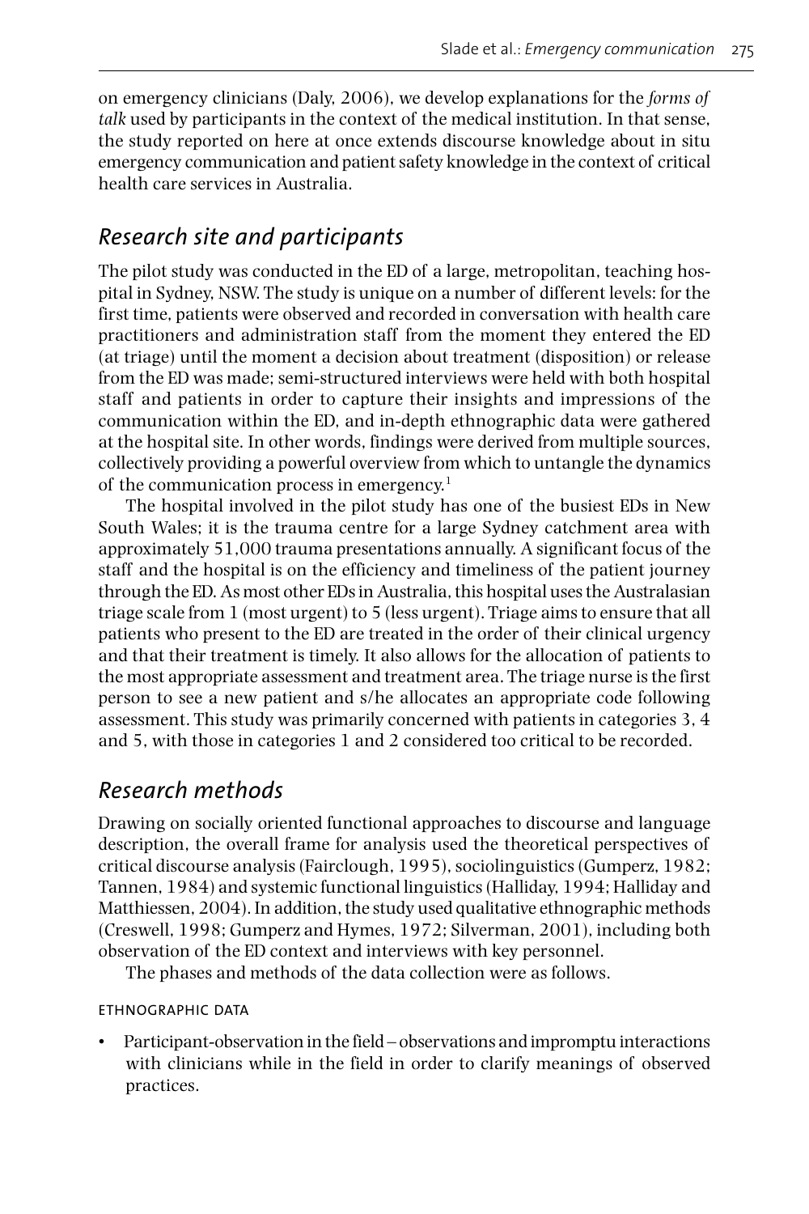on emergency clinicians (Daly, 2006), we develop explanations for the *forms of talk* used by participants in the context of the medical institution. In that sense, the study reported on here at once extends discourse knowledge about in situ emergency communication and patient safety knowledge in the context of critical health care services in Australia.

## *Research site and participants*

The pilot study was conducted in the ED of a large, metropolitan, teaching hospital in Sydney, NSW. The study is unique on a number of different levels: for the first time, patients were observed and recorded in conversation with health care practitioners and administration staff from the moment they entered the ED (at triage) until the moment a decision about treatment (disposition) or release from the ED was made; semi-structured interviews were held with both hospital staff and patients in order to capture their insights and impressions of the communication within the ED, and in-depth ethnographic data were gathered at the hospital site. In other words, findings were derived from multiple sources, collectively providing a powerful overview from which to untangle the dynamics of the communication process in emergency.[1]

The hospital involved in the pilot study has one of the busiest EDs in New South Wales; it is the trauma centre for a large Sydney catchment area with approximately 51,000 trauma presentations annually. A significant focus of the staff and the hospital is on the efficiency and timeliness of the patient journey through the ED. As most other EDs in Australia, this hospital uses the Australasian triage scale from 1 (most urgent) to 5 (less urgent). Triage aims to ensure that all patients who present to the ED are treated in the order of their clinical urgency and that their treatment is timely. It also allows for the allocation of patients to the most appropriate assessment and treatment area. The triage nurse is the first person to see a new patient and s/he allocates an appropriate code following assessment. This study was primarily concerned with patients in categories 3, 4 and 5, with those in categories 1 and 2 considered too critical to be recorded.

## *Research methods*

Drawing on socially oriented functional approaches to discourse and language description, the overall frame for analysis used the theoretical perspectives of critical discourse analysis (Fairclough, 1995), sociolinguistics (Gumperz, 1982; Tannen, 1984) and systemic functional linguistics (Halliday, 1994; Halliday and Matthiessen, 2004). In addition, the study used qualitative ethnographic methods (Creswell, 1998; Gumperz and Hymes, 1972; Silverman, 2001), including both observation of the ED context and interviews with key personnel.

The phases and methods of the data collection were as follows.

### ETHNOGRAPHIC DATA

- Participant-observation in the field – observations and impromptu interactions with clinicians while in the field in order to clarify meanings of observed practices.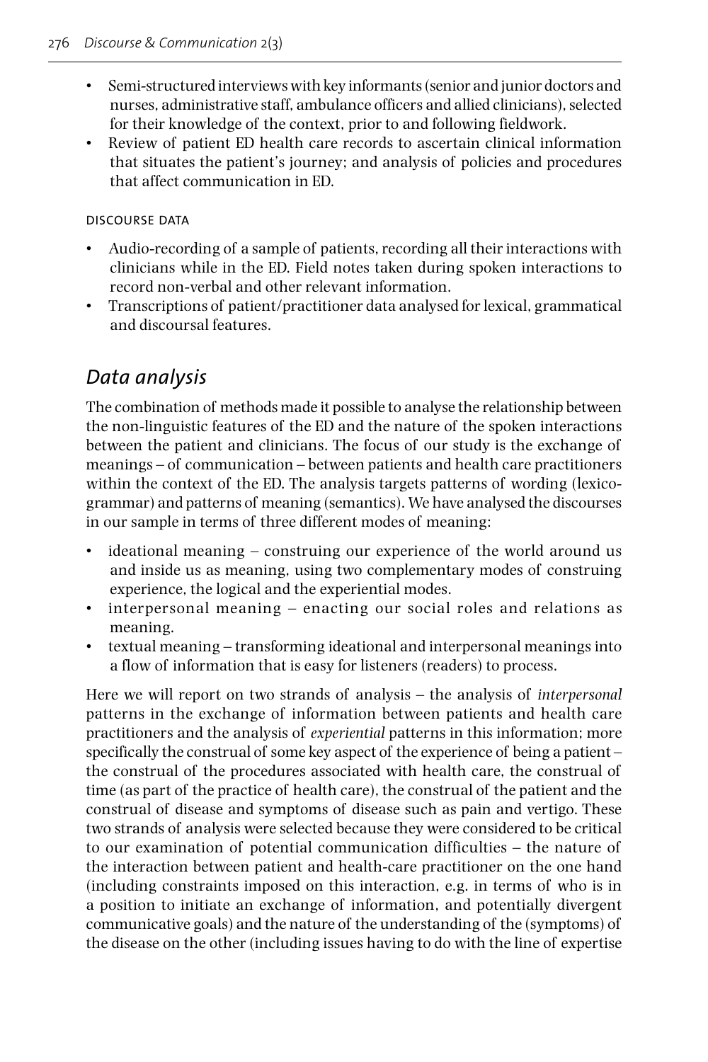- Semi-structured interviews with key informants (senior and junior doctors and nurses, administrative staff, ambulance officers and allied clinicians), selected for their knowledge of the context, prior to and following fieldwork.
- Review of patient ED health care records to ascertain clinical information that situates the patient's journey; and analysis of policies and procedures that affect communication in ED.

DISCOURSE DATA

- Audio-recording of a sample of patients, recording all their interactions with clinicians while in the ED. Field notes taken during spoken interactions to record non-verbal and other relevant information.
- Transcriptions of patient/practitioner data analysed for lexical, grammatical and discoursal features.

## *Data analysis*

The combination of methods made it possible to analyse the relationship between the non-linguistic features of the ED and the nature of the spoken interactions between the patient and clinicians. The focus of our study is the exchange of meanings – of communication – between patients and health care practitioners within the context of the ED. The analysis targets patterns of wording (lexicogrammar) and patterns of meaning (semantics). We have analysed the discourses in our sample in terms of three different modes of meaning:

- ideational meaning – construing our experience of the world around us and inside us as meaning, using two complementary modes of construing experience, the logical and the experiential modes.
- interpersonal meaning – enacting our social roles and relations as meaning.
- textual meaning – transforming ideational and interpersonal meanings into a flow of information that is easy for listeners (readers) to process.

Here we will report on two strands of analysis – the analysis of *interpersonal* patterns in the exchange of information between patients and health care practitioners and the analysis of *experiential* patterns in this information; more specifically the construal of some key aspect of the experience of being a patient – the construal of the procedures associated with health care, the construal of time (as part of the practice of health care), the construal of the patient and the construal of disease and symptoms of disease such as pain and vertigo. These two strands of analysis were selected because they were considered to be critical to our examination of potential communication difficulties – the nature of the interaction between patient and health-care practitioner on the one hand (including constraints imposed on this interaction, e.g. in terms of who is in a position to initiate an exchange of information, and potentially divergent communicative goals) and the nature of the understanding of the (symptoms) of the disease on the other (including issues having to do with the line of expertise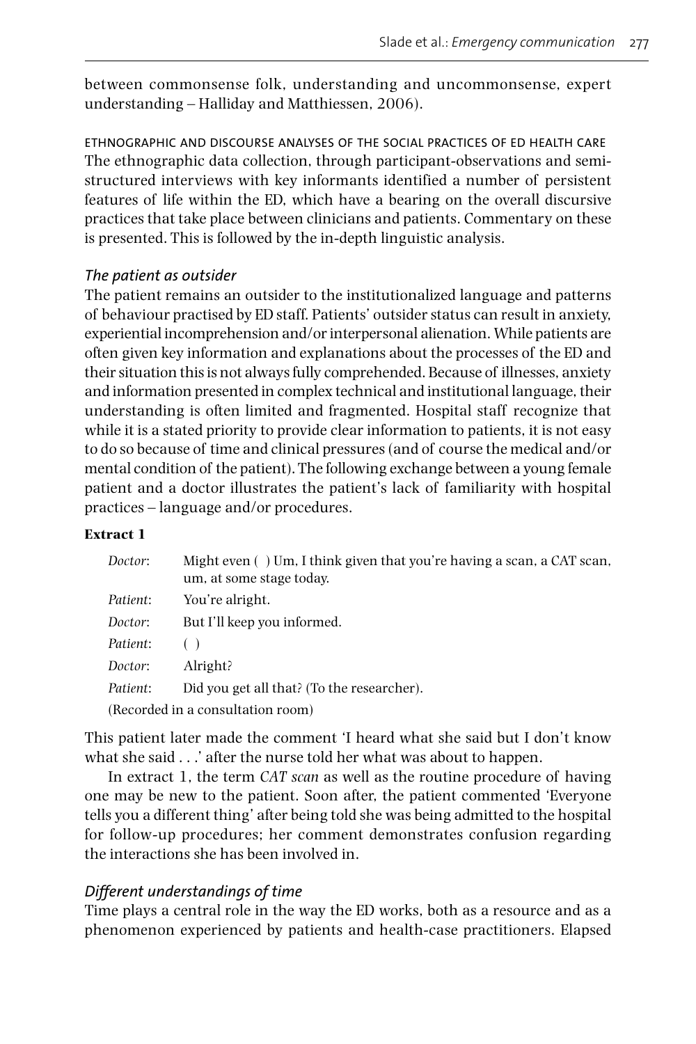between commonsense folk, understanding and uncommonsense, expert understanding – Halliday and Matthiessen, 2006).

### ETHNOGRAPHIC AND DISCOURSE ANALYSES OF THE SOCIAL PRACTICES OF ED HEALTH CARE

The ethnographic data collection, through participant-observations and semi-structured interviews with key informants identified a number of persistent features of life within the ED, which have a bearing on the overall discursive practices that take place between clinicians and patients. Commentary on these is presented. This is followed by the in-depth linguistic analysis.

#### *The patient as outsider*

The patient remains an outsider to the institutionalized language and patterns of behaviour practised by ED staff. Patients' outsider status can result in anxiety, experiential incomprehension and/or interpersonal alienation. While patients are often given key information and explanations about the processes of the ED and their situation this is not always fully comprehended. Because of illnesses, anxiety and information presented in complex technical and institutional language, their understanding is often limited and fragmented. Hospital staff recognize that while it is a stated priority to provide clear information to patients, it is not easy to do so because of time and clinical pressures (and of course the medical and/or mental condition of the patient). The following exchange between a young female patient and a doctor illustrates the patient's lack of familiarity with hospital practices – language and/or procedures.

**Extract 1**

| | |
|---|---|
| *Doctor*: | Might even ( ) Um, I think given that you're having a scan, a CAT scan, um, at some stage today. |
| *Patient*: | You're alright. |
| *Doctor*: | But I'll keep you informed. |
| *Patient*: | ( ) |
| *Doctor*: | Alright? |
| *Patient*: | Did you get all that? (To the researcher). |

(Recorded in a consultation room)

This patient later made the comment 'I heard what she said but I don't know what she said . . .' after the nurse told her what was about to happen.

In extract 1, the term *CAT scan* as well as the routine procedure of having one may be new to the patient. Soon after, the patient commented 'Everyone tells you a different thing' after being told she was being admitted to the hospital for follow-up procedures; her comment demonstrates confusion regarding the interactions she has been involved in.

#### *Different understandings of time*

Time plays a central role in the way the ED works, both as a resource and as a phenomenon experienced by patients and health-case practitioners. Elapsed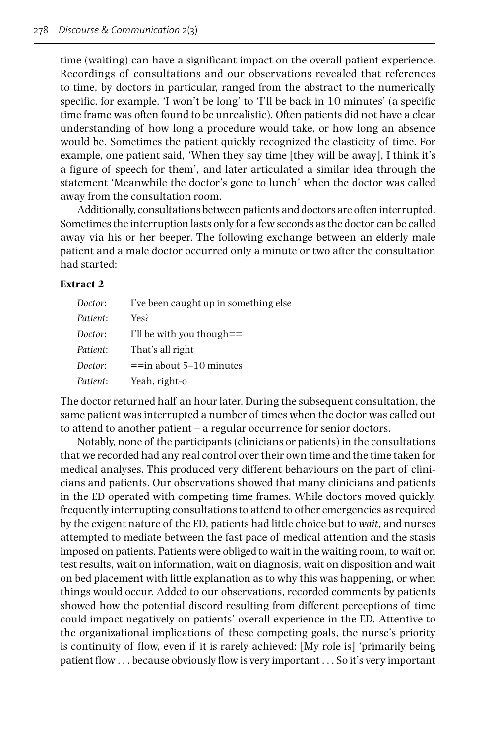time (waiting) can have a significant impact on the overall patient experience. Recordings of consultations and our observations revealed that references to time, by doctors in particular, ranged from the abstract to the numerically specific, for example, 'I won't be long' to 'I'll be back in 10 minutes' (a specific time frame was often found to be unrealistic). Often patients did not have a clear understanding of how long a procedure would take, or how long an absence would be. Sometimes the patient quickly recognized the elasticity of time. For example, one patient said, 'When they say time [they will be away], I think it's a figure of speech for them', and later articulated a similar idea through the statement 'Meanwhile the doctor's gone to lunch' when the doctor was called away from the consultation room.

Additionally, consultations between patients and doctors are often interrupted. Sometimes the interruption lasts only for a few seconds as the doctor can be called away via his or her beeper. The following exchange between an elderly male patient and a male doctor occurred only a minute or two after the consultation had started:

**Extract 2**

*Doctor*: I've been caught up in something else
*Patient*: Yes?
*Doctor*: I'll be with you though==
*Patient*: That's all right
*Doctor*: ==in about 5–10 minutes
*Patient*: Yeah, right-o

The doctor returned half an hour later. During the subsequent consultation, the same patient was interrupted a number of times when the doctor was called out to attend to another patient – a regular occurrence for senior doctors.

Notably, none of the participants (clinicians or patients) in the consultations that we recorded had any real control over their own time and the time taken for medical analyses. This produced very different behaviours on the part of clinicians and patients. Our observations showed that many clinicians and patients in the ED operated with competing time frames. While doctors moved quickly, frequently interrupting consultations to attend to other emergencies as required by the exigent nature of the ED, patients had little choice but to *wait*, and nurses attempted to mediate between the fast pace of medical attention and the stasis imposed on patients. Patients were obliged to wait in the waiting room, to wait on test results, wait on information, wait on diagnosis, wait on disposition and wait on bed placement with little explanation as to why this was happening, or when things would occur. Added to our observations, recorded comments by patients showed how the potential discord resulting from different perceptions of time could impact negatively on patients' overall experience in the ED. Attentive to the organizational implications of these competing goals, the nurse's priority is continuity of flow, even if it is rarely achieved: [My role is] 'primarily being patient flow . . . because obviously flow is very important . . . So it's very important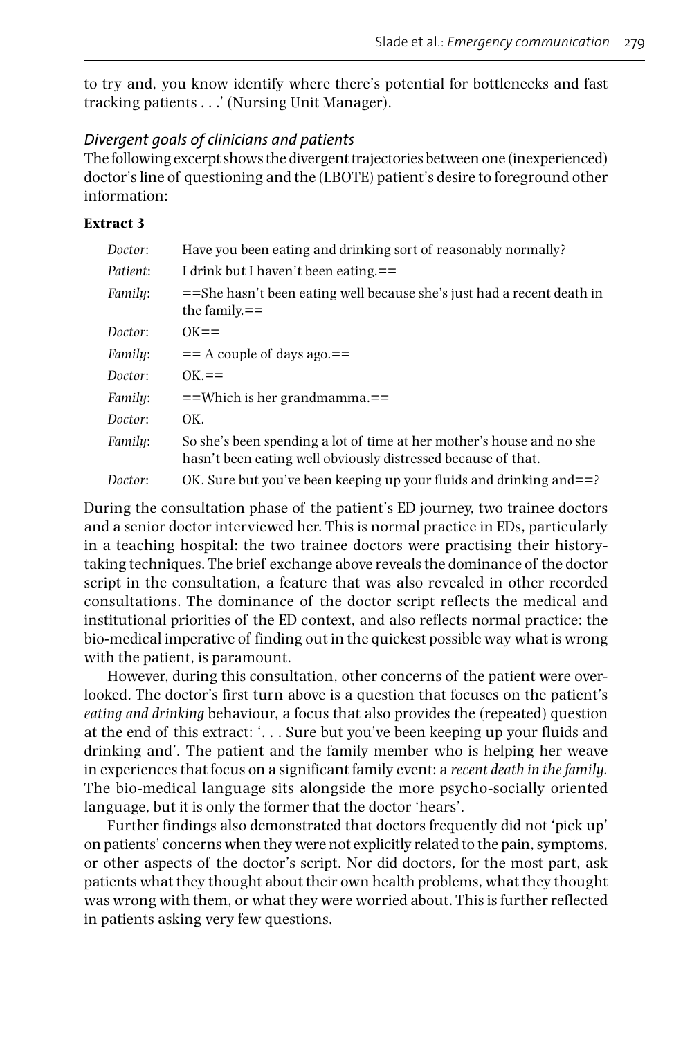to try and, you know identify where there's potential for bottlenecks and fast tracking patients . . .' (Nursing Unit Manager).

### *Divergent goals of clinicians and patients*

The following excerpt shows the divergent trajectories between one (inexperienced) doctor's line of questioning and the (LBOTE) patient's desire to foreground other information:

**Extract 3**

| | |
|---|---|
| *Doctor*: | Have you been eating and drinking sort of reasonably normally? |
| *Patient*: | I drink but I haven't been eating.== |
| *Family*: | ==She hasn't been eating well because she's just had a recent death in the family.== |
| *Doctor*: | OK== |
| *Family*: | == A couple of days ago.== |
| *Doctor*: | OK.== |
| *Family*: | ==Which is her grandmamma.== |
| *Doctor*: | OK. |
| *Family*: | So she's been spending a lot of time at her mother's house and no she hasn't been eating well obviously distressed because of that. |
| *Doctor*: | OK. Sure but you've been keeping up your fluids and drinking and==? |

During the consultation phase of the patient's ED journey, two trainee doctors and a senior doctor interviewed her. This is normal practice in EDs, particularly in a teaching hospital: the two trainee doctors were practising their history-taking techniques. The brief exchange above reveals the dominance of the doctor script in the consultation, a feature that was also revealed in other recorded consultations. The dominance of the doctor script reflects the medical and institutional priorities of the ED context, and also reflects normal practice: the bio-medical imperative of finding out in the quickest possible way what is wrong with the patient, is paramount.

However, during this consultation, other concerns of the patient were overlooked. The doctor's first turn above is a question that focuses on the patient's *eating and drinking* behaviour, a focus that also provides the (repeated) question at the end of this extract: '. . . Sure but you've been keeping up your fluids and drinking and'. The patient and the family member who is helping her weave in experiences that focus on a significant family event: a *recent death in the family.* The bio-medical language sits alongside the more psycho-socially oriented language, but it is only the former that the doctor 'hears'.

Further findings also demonstrated that doctors frequently did not 'pick up' on patients' concerns when they were not explicitly related to the pain, symptoms, or other aspects of the doctor's script. Nor did doctors, for the most part, ask patients what they thought about their own health problems, what they thought was wrong with them, or what they were worried about. This is further reflected in patients asking very few questions.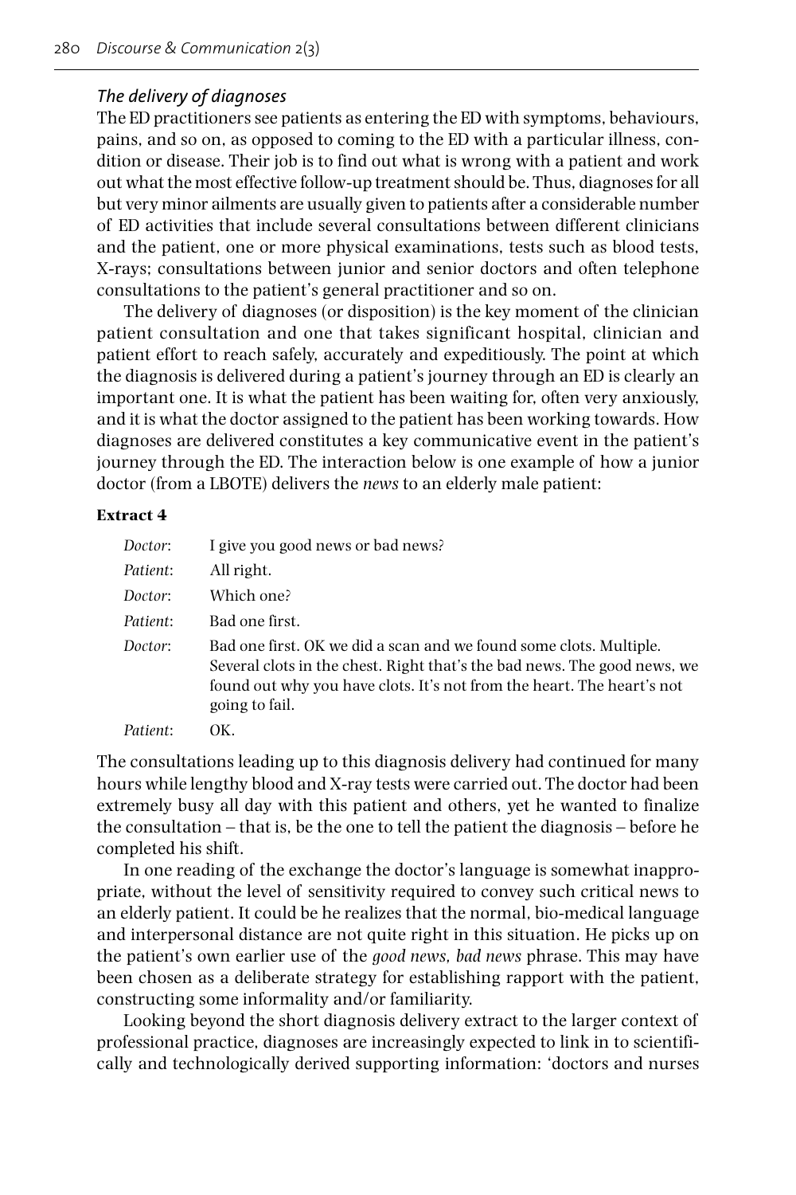### *The delivery of diagnoses*

The ED practitioners see patients as entering the ED with symptoms, behaviours, pains, and so on, as opposed to coming to the ED with a particular illness, condition or disease. Their job is to find out what is wrong with a patient and work out what the most effective follow-up treatment should be. Thus, diagnoses for all but very minor ailments are usually given to patients after a considerable number of ED activities that include several consultations between different clinicians and the patient, one or more physical examinations, tests such as blood tests, X-rays; consultations between junior and senior doctors and often telephone consultations to the patient's general practitioner and so on.

The delivery of diagnoses (or disposition) is the key moment of the clinician patient consultation and one that takes significant hospital, clinician and patient effort to reach safely, accurately and expeditiously. The point at which the diagnosis is delivered during a patient's journey through an ED is clearly an important one. It is what the patient has been waiting for, often very anxiously, and it is what the doctor assigned to the patient has been working towards. How diagnoses are delivered constitutes a key communicative event in the patient's journey through the ED. The interaction below is one example of how a junior doctor (from a LBOTE) delivers the *news* to an elderly male patient:

**Extract 4**

*Doctor*: I give you good news or bad news?

*Patient*: All right.

*Doctor*: Which one?

*Patient*: Bad one first.

*Doctor*: Bad one first. OK we did a scan and we found some clots. Multiple. Several clots in the chest. Right that's the bad news. The good news, we found out why you have clots. It's not from the heart. The heart's not going to fail.

*Patient*: OK.

The consultations leading up to this diagnosis delivery had continued for many hours while lengthy blood and X-ray tests were carried out. The doctor had been extremely busy all day with this patient and others, yet he wanted to finalize the consultation – that is, be the one to tell the patient the diagnosis – before he completed his shift.

In one reading of the exchange the doctor's language is somewhat inappropriate, without the level of sensitivity required to convey such critical news to an elderly patient. It could be he realizes that the normal, bio-medical language and interpersonal distance are not quite right in this situation. He picks up on the patient's own earlier use of the *good news, bad news* phrase. This may have been chosen as a deliberate strategy for establishing rapport with the patient, constructing some informality and/or familiarity.

Looking beyond the short diagnosis delivery extract to the larger context of professional practice, diagnoses are increasingly expected to link in to scientifically and technologically derived supporting information: 'doctors and nurses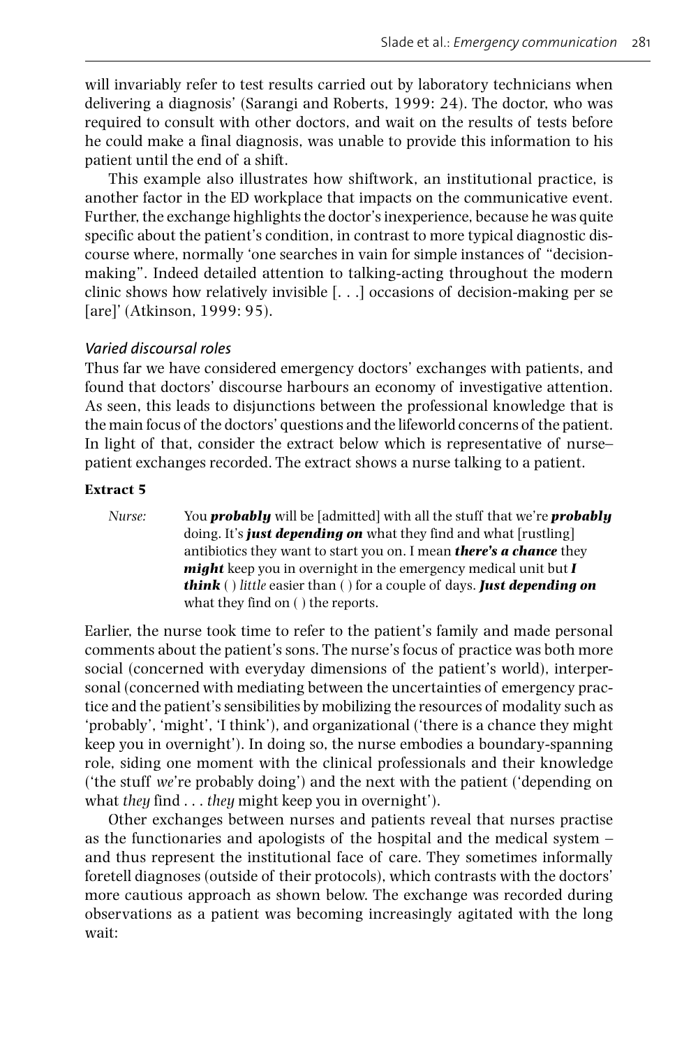will invariably refer to test results carried out by laboratory technicians when delivering a diagnosis' (Sarangi and Roberts, 1999: 24). The doctor, who was required to consult with other doctors, and wait on the results of tests before he could make a final diagnosis, was unable to provide this information to his patient until the end of a shift.

This example also illustrates how shiftwork, an institutional practice, is another factor in the ED workplace that impacts on the communicative event. Further, the exchange highlights the doctor's inexperience, because he was quite specific about the patient's condition, in contrast to more typical diagnostic discourse where, normally 'one searches in vain for simple instances of "decision-making". Indeed detailed attention to talking-acting throughout the modern clinic shows how relatively invisible [. . .] occasions of decision-making per se [are]' (Atkinson, 1999: 95).

### *Varied discoursal roles*

Thus far we have considered emergency doctors' exchanges with patients, and found that doctors' discourse harbours an economy of investigative attention. As seen, this leads to disjunctions between the professional knowledge that is the main focus of the doctors' questions and the lifeworld concerns of the patient. In light of that, consider the extract below which is representative of nurse–patient exchanges recorded. The extract shows a nurse talking to a patient.

**Extract 5**

*Nurse:* You ***probably*** will be [admitted] with all the stuff that we're ***probably*** doing. It's ***just depending on*** what they find and what [rustling] antibiotics they want to start you on. I mean ***there's a chance*** they ***might*** keep you in overnight in the emergency medical unit but ***I think*** ( ) *little* easier than ( ) for a couple of days. ***Just depending on*** what they find on ( ) the reports.

Earlier, the nurse took time to refer to the patient's family and made personal comments about the patient's sons. The nurse's focus of practice was both more social (concerned with everyday dimensions of the patient's world), interpersonal (concerned with mediating between the uncertainties of emergency practice and the patient's sensibilities by mobilizing the resources of modality such as 'probably', 'might', 'I think'), and organizational ('there is a chance they might keep you in overnight'). In doing so, the nurse embodies a boundary-spanning role, siding one moment with the clinical professionals and their knowledge ('the stuff *we*'re probably doing') and the next with the patient ('depending on what *they* find . . . *they* might keep you in overnight').

Other exchanges between nurses and patients reveal that nurses practise as the functionaries and apologists of the hospital and the medical system – and thus represent the institutional face of care. They sometimes informally foretell diagnoses (outside of their protocols), which contrasts with the doctors' more cautious approach as shown below. The exchange was recorded during observations as a patient was becoming increasingly agitated with the long wait: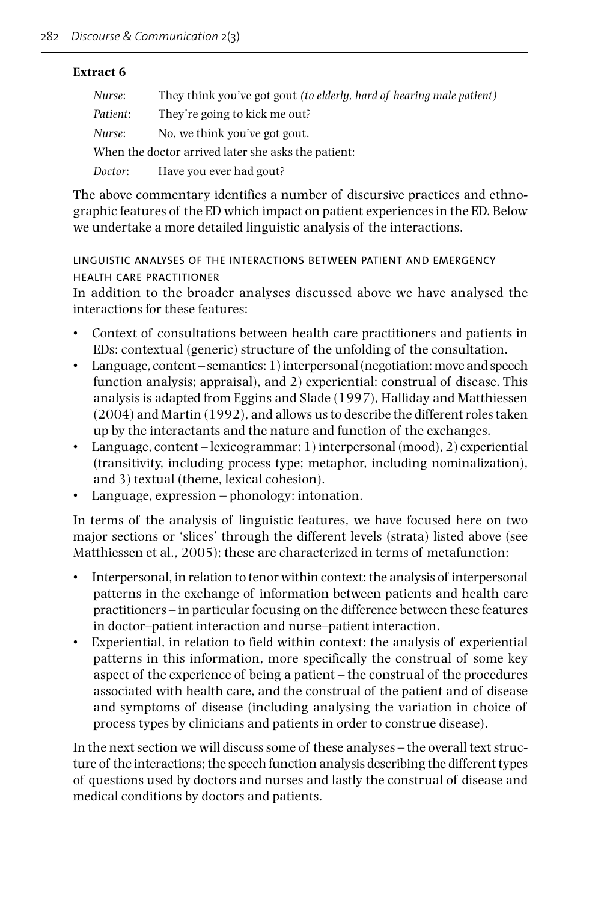**Extract 6**

*Nurse*: They think you've got gout *(to elderly, hard of hearing male patient)*

*Patient*: They're going to kick me out?

*Nurse*: No, we think you've got gout.

When the doctor arrived later she asks the patient:

*Doctor*: Have you ever had gout?

The above commentary identifies a number of discursive practices and ethnographic features of the ED which impact on patient experiences in the ED. Below we undertake a more detailed linguistic analysis of the interactions.

### LINGUISTIC ANALYSES OF THE INTERACTIONS BETWEEN PATIENT AND EMERGENCY HEALTH CARE PRACTITIONER

In addition to the broader analyses discussed above we have analysed the interactions for these features:

- Context of consultations between health care practitioners and patients in EDs: contextual (generic) structure of the unfolding of the consultation.
- Language, content – semantics: 1) interpersonal (negotiation: move and speech function analysis; appraisal), and 2) experiential: construal of disease. This analysis is adapted from Eggins and Slade (1997), Halliday and Matthiessen (2004) and Martin (1992), and allows us to describe the different roles taken up by the interactants and the nature and function of the exchanges.
- Language, content – lexicogrammar: 1) interpersonal (mood), 2) experiential (transitivity, including process type; metaphor, including nominalization), and 3) textual (theme, lexical cohesion).
- Language, expression – phonology: intonation.

In terms of the analysis of linguistic features, we have focused here on two major sections or 'slices' through the different levels (strata) listed above (see Matthiessen et al., 2005); these are characterized in terms of metafunction:

- Interpersonal, in relation to tenor within context: the analysis of interpersonal patterns in the exchange of information between patients and health care practitioners – in particular focusing on the difference between these features in doctor–patient interaction and nurse–patient interaction.
- Experiential, in relation to field within context: the analysis of experiential patterns in this information, more specifically the construal of some key aspect of the experience of being a patient – the construal of the procedures associated with health care, and the construal of the patient and of disease and symptoms of disease (including analysing the variation in choice of process types by clinicians and patients in order to construe disease).

In the next section we will discuss some of these analyses – the overall text structure of the interactions; the speech function analysis describing the different types of questions used by doctors and nurses and lastly the construal of disease and medical conditions by doctors and patients.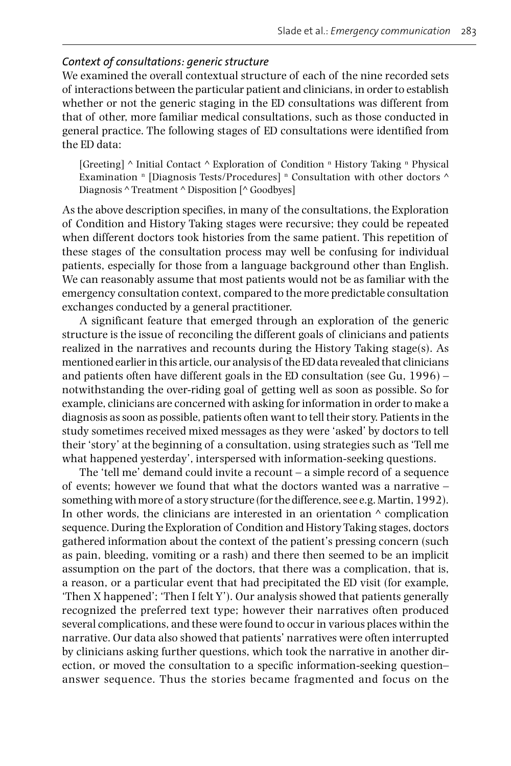### *Context of consultations: generic structure*

We examined the overall contextual structure of each of the nine recorded sets of interactions between the particular patient and clinicians, in order to establish whether or not the generic staging in the ED consultations was different from that of other, more familiar medical consultations, such as those conducted in general practice. The following stages of ED consultations were identified from the ED data:

> [Greeting] ^ Initial Contact ^ Exploration of Condition $^n$ History Taking $^n$ Physical Examination $^n$ [Diagnosis Tests/Procedures] $^n$ Consultation with other doctors ^ Diagnosis ^ Treatment ^ Disposition [^ Goodbyes]

As the above description specifies, in many of the consultations, the Exploration of Condition and History Taking stages were recursive; they could be repeated when different doctors took histories from the same patient. This repetition of these stages of the consultation process may well be confusing for individual patients, especially for those from a language background other than English. We can reasonably assume that most patients would not be as familiar with the emergency consultation context, compared to the more predictable consultation exchanges conducted by a general practitioner.

A significant feature that emerged through an exploration of the generic structure is the issue of reconciling the different goals of clinicians and patients realized in the narratives and recounts during the History Taking stage(s). As mentioned earlier in this article, our analysis of the ED data revealed that clinicians and patients often have different goals in the ED consultation (see Gu, 1996) – notwithstanding the over-riding goal of getting well as soon as possible. So for example, clinicians are concerned with asking for information in order to make a diagnosis as soon as possible, patients often want to tell their story. Patients in the study sometimes received mixed messages as they were 'asked' by doctors to tell their 'story' at the beginning of a consultation, using strategies such as 'Tell me what happened yesterday', interspersed with information-seeking questions.

The 'tell me' demand could invite a recount – a simple record of a sequence of events; however we found that what the doctors wanted was a narrative – something with more of a story structure (for the difference, see e.g. Martin, 1992). In other words, the clinicians are interested in an orientation ^ complication sequence. During the Exploration of Condition and History Taking stages, doctors gathered information about the context of the patient's pressing concern (such as pain, bleeding, vomiting or a rash) and there then seemed to be an implicit assumption on the part of the doctors, that there was a complication, that is, a reason, or a particular event that had precipitated the ED visit (for example, 'Then X happened'; 'Then I felt Y'). Our analysis showed that patients generally recognized the preferred text type; however their narratives often produced several complications, and these were found to occur in various places within the narrative. Our data also showed that patients' narratives were often interrupted by clinicians asking further questions, which took the narrative in another direction, or moved the consultation to a specific information-seeking question–answer sequence. Thus the stories became fragmented and focus on the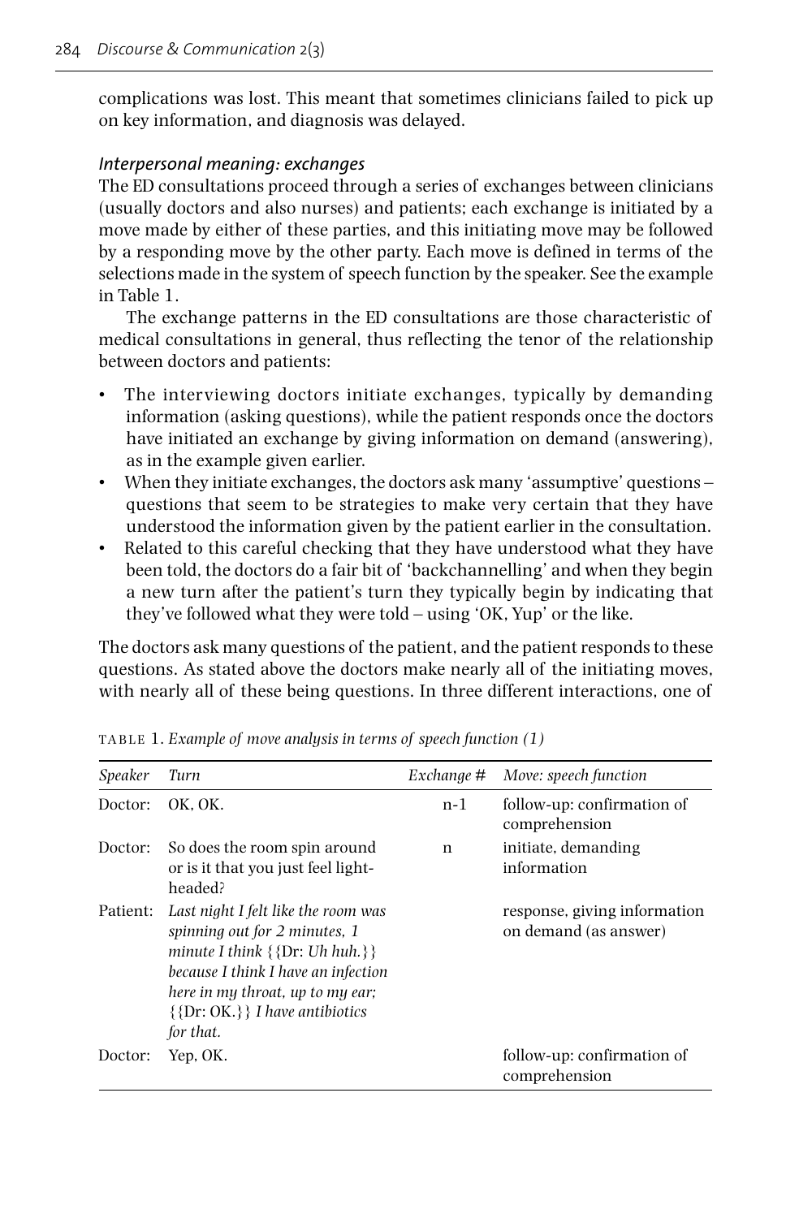complications was lost. This meant that sometimes clinicians failed to pick up on key information, and diagnosis was delayed.

### *Interpersonal meaning: exchanges*

The ED consultations proceed through a series of exchanges between clinicians (usually doctors and also nurses) and patients; each exchange is initiated by a move made by either of these parties, and this initiating move may be followed by a responding move by the other party. Each move is defined in terms of the selections made in the system of speech function by the speaker. See the example in Table 1.

The exchange patterns in the ED consultations are those characteristic of medical consultations in general, thus reflecting the tenor of the relationship between doctors and patients:

- The interviewing doctors initiate exchanges, typically by demanding information (asking questions), while the patient responds once the doctors have initiated an exchange by giving information on demand (answering), as in the example given earlier.
- When they initiate exchanges, the doctors ask many 'assumptive' questions – questions that seem to be strategies to make very certain that they have understood the information given by the patient earlier in the consultation.
- Related to this careful checking that they have understood what they have been told, the doctors do a fair bit of 'backchannelling' and when they begin a new turn after the patient's turn they typically begin by indicating that they've followed what they were told – using 'OK, Yup' or the like.

The doctors ask many questions of the patient, and the patient responds to these questions. As stated above the doctors make nearly all of the initiating moves, with nearly all of these being questions. In three different interactions, one of

TABLE 1. *Example of move analysis in terms of speech function (1)*

| *Speaker* | *Turn* | *Exchange #* | *Move: speech function* |
|---|---|---|---|
| Doctor: | OK, OK. | n-1 | follow-up: confirmation of comprehension |
| Doctor: | So does the room spin around or is it that you just feel light-headed? | n | initiate, demanding information |
| Patient: | *Last night I felt like the room was spinning out for 2 minutes, 1 minute I think* {{Dr: *Uh huh.*}} *because I think I have an infection here in my throat, up to my ear;* {{Dr: OK.}} *I have antibiotics for that.* | | response, giving information on demand (as answer) |
| Doctor: | Yep, OK. | | follow-up: confirmation of comprehension |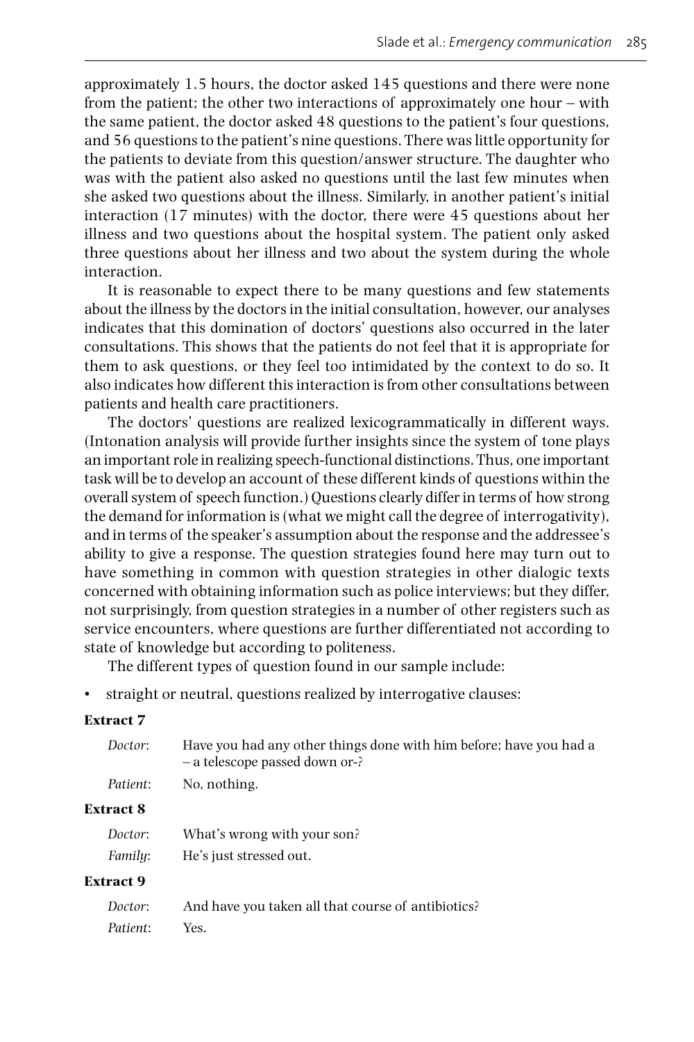approximately 1.5 hours, the doctor asked 145 questions and there were none from the patient; the other two interactions of approximately one hour – with the same patient, the doctor asked 48 questions to the patient's four questions, and 56 questions to the patient's nine questions. There was little opportunity for the patients to deviate from this question/answer structure. The daughter who was with the patient also asked no questions until the last few minutes when she asked two questions about the illness. Similarly, in another patient's initial interaction (17 minutes) with the doctor, there were 45 questions about her illness and two questions about the hospital system. The patient only asked three questions about her illness and two about the system during the whole interaction.

It is reasonable to expect there to be many questions and few statements about the illness by the doctors in the initial consultation, however, our analyses indicates that this domination of doctors' questions also occurred in the later consultations. This shows that the patients do not feel that it is appropriate for them to ask questions, or they feel too intimidated by the context to do so. It also indicates how different this interaction is from other consultations between patients and health care practitioners.

The doctors' questions are realized lexicogrammatically in different ways. (Intonation analysis will provide further insights since the system of tone plays an important role in realizing speech-functional distinctions. Thus, one important task will be to develop an account of these different kinds of questions within the overall system of speech function.) Questions clearly differ in terms of how strong the demand for information is (what we might call the degree of interrogativity), and in terms of the speaker's assumption about the response and the addressee's ability to give a response. The question strategies found here may turn out to have something in common with question strategies in other dialogic texts concerned with obtaining information such as police interviews; but they differ, not surprisingly, from question strategies in a number of other registers such as service encounters, where questions are further differentiated not according to state of knowledge but according to politeness.

The different types of question found in our sample include:

- straight or neutral, questions realized by interrogative clauses:

**Extract 7**

*Doctor*: Have you had any other things done with him before; have you had a – a telescope passed down or-?

*Patient*: No, nothing.

**Extract 8**

*Doctor*: What's wrong with your son?

*Family*: He's just stressed out.

**Extract 9**

*Doctor*: And have you taken all that course of antibiotics?

*Patient*: Yes.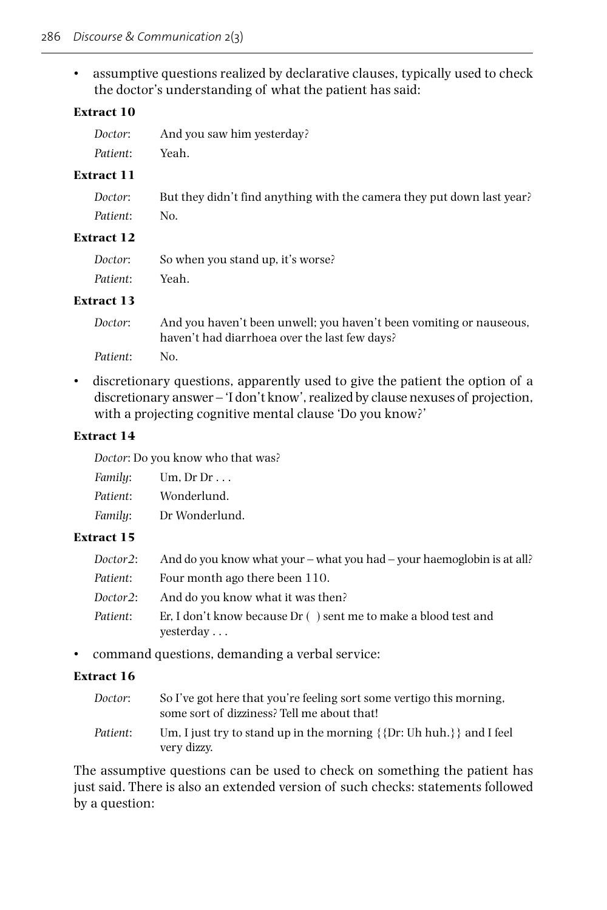- assumptive questions realized by declarative clauses, typically used to check the doctor's understanding of what the patient has said:

**Extract 10**

*Doctor*: And you saw him yesterday?
*Patient*: Yeah.

**Extract 11**

*Doctor*: But they didn't find anything with the camera they put down last year?
*Patient*: No.

**Extract 12**

*Doctor*: So when you stand up, it's worse?
*Patient*: Yeah.

**Extract 13**

*Doctor*: And you haven't been unwell; you haven't been vomiting or nauseous, haven't had diarrhoea over the last few days?
*Patient*: No.

- discretionary questions, apparently used to give the patient the option of a discretionary answer – 'I don't know', realized by clause nexuses of projection, with a projecting cognitive mental clause 'Do you know?'

**Extract 14**

*Doctor*: Do you know who that was?
*Family*: Um, Dr Dr . . .
*Patient*: Wonderlund.
*Family*: Dr Wonderlund.

**Extract 15**

*Doctor2*: And do you know what your – what you had – your haemoglobin is at all?
*Patient*: Four month ago there been 110.
*Doctor2*: And do you know what it was then?
*Patient*: Er, I don't know because Dr ( ) sent me to make a blood test and yesterday . . .

- command questions, demanding a verbal service:

**Extract 16**

*Doctor*: So I've got here that you're feeling sort some vertigo this morning, some sort of dizziness? Tell me about that!
*Patient*: Um, I just try to stand up in the morning {{Dr: Uh huh.}} and I feel very dizzy.

The assumptive questions can be used to check on something the patient has just said. There is also an extended version of such checks: statements followed by a question: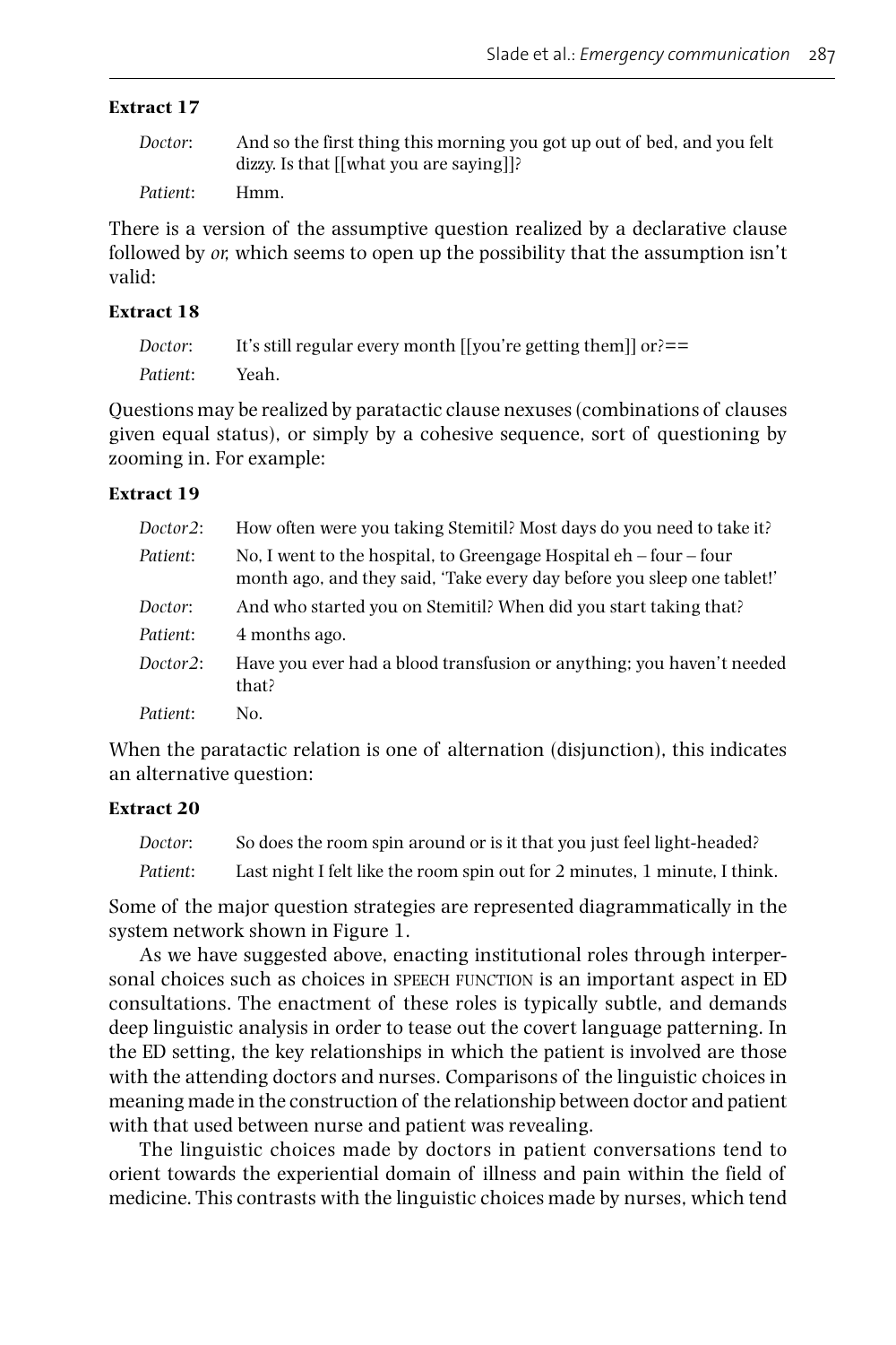**Extract 17**

*Doctor*: And so the first thing this morning you got up out of bed, and you felt dizzy. Is that [[what you are saying]]?

*Patient*: Hmm.

There is a version of the assumptive question realized by a declarative clause followed by *or,* which seems to open up the possibility that the assumption isn't valid:

**Extract 18**

*Doctor*: It's still regular every month [[you're getting them]] or?==

*Patient*: Yeah.

Questions may be realized by paratactic clause nexuses (combinations of clauses given equal status), or simply by a cohesive sequence, sort of questioning by zooming in. For example:

**Extract 19**

*Doctor2*: How often were you taking Stemitil? Most days do you need to take it?

*Patient*: No, I went to the hospital, to Greengage Hospital eh – four – four month ago, and they said, 'Take every day before you sleep one tablet!'

*Doctor*: And who started you on Stemitil? When did you start taking that?

*Patient*: 4 months ago.

*Doctor2*: Have you ever had a blood transfusion or anything; you haven't needed that?

*Patient*: No.

When the paratactic relation is one of alternation (disjunction), this indicates an alternative question:

**Extract 20**

*Doctor*: So does the room spin around or is it that you just feel light-headed?

*Patient*: Last night I felt like the room spin out for 2 minutes, 1 minute, I think.

Some of the major question strategies are represented diagrammatically in the system network shown in Figure 1.

As we have suggested above, enacting institutional roles through interpersonal choices such as choices in SPEECH FUNCTION is an important aspect in ED consultations. The enactment of these roles is typically subtle, and demands deep linguistic analysis in order to tease out the covert language patterning. In the ED setting, the key relationships in which the patient is involved are those with the attending doctors and nurses. Comparisons of the linguistic choices in meaning made in the construction of the relationship between doctor and patient with that used between nurse and patient was revealing.

The linguistic choices made by doctors in patient conversations tend to orient towards the experiential domain of illness and pain within the field of medicine. This contrasts with the linguistic choices made by nurses, which tend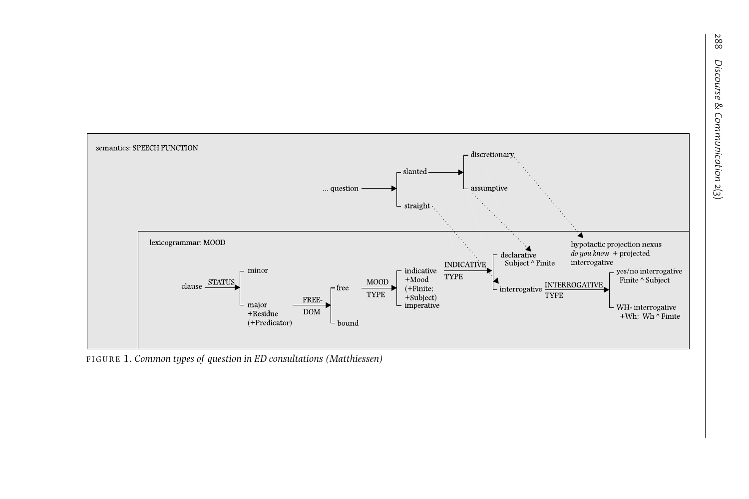semantics: SPEECH FUNCTION

... question → slanted → discretionary / assumptive; straight

lexicogrammar: MOOD

clause —STATUS→ minor / major +Residue (+Predicator) —FREE-DOM→ free / bound

free —MOOD TYPE→ indicative +Mood (+Finite; +Subject) / imperative

indicative —INDICATIVE TYPE→ declarative Subject ^ Finite / interrogative

interrogative —INTERROGATIVE TYPE→ yes/no interrogative Finite ^ Subject / WH- interrogative +Wh; Wh ^ Finite

hypotactic projection nexus *do you know* + projected interrogative

FIGURE 1. *Common types of question in ED consultations (Matthiessen)*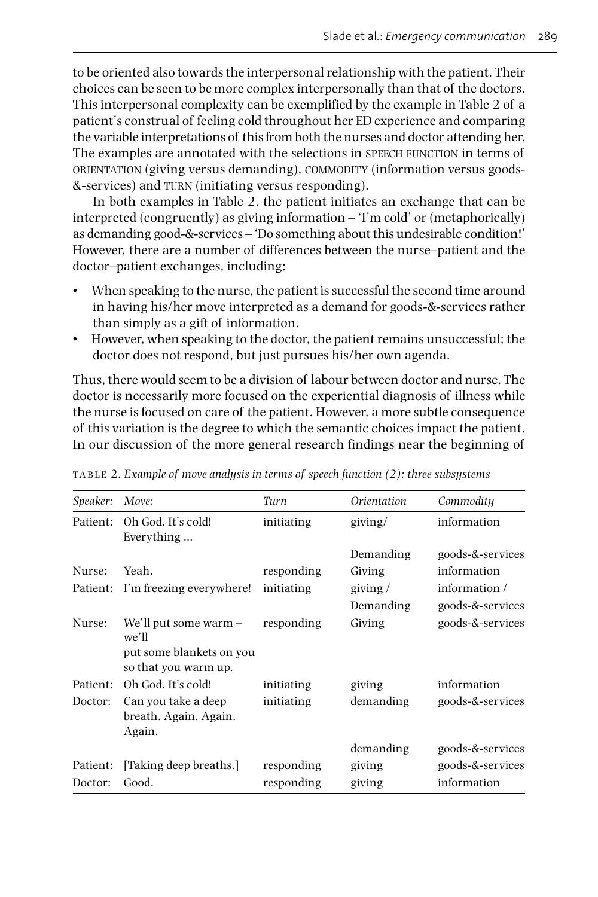to be oriented also towards the interpersonal relationship with the patient. Their choices can be seen to be more complex interpersonally than that of the doctors. This interpersonal complexity can be exemplified by the example in Table 2 of a patient's construal of feeling cold throughout her ED experience and comparing the variable interpretations of this from both the nurses and doctor attending her. The examples are annotated with the selections in SPEECH FUNCTION in terms of ORIENTATION (giving versus demanding), COMMODITY (information versus goods-&-services) and TURN (initiating versus responding).

In both examples in Table 2, the patient initiates an exchange that can be interpreted (congruently) as giving information – 'I'm cold' or (metaphorically) as demanding good-&-services – 'Do something about this undesirable condition!' However, there are a number of differences between the nurse–patient and the doctor–patient exchanges, including:

- When speaking to the nurse, the patient is successful the second time around in having his/her move interpreted as a demand for goods-&-services rather than simply as a gift of information.
- However, when speaking to the doctor, the patient remains unsuccessful; the doctor does not respond, but just pursues his/her own agenda.

Thus, there would seem to be a division of labour between doctor and nurse. The doctor is necessarily more focused on the experiential diagnosis of illness while the nurse is focused on care of the patient. However, a more subtle consequence of this variation is the degree to which the semantic choices impact the patient. In our discussion of the more general research findings near the beginning of

TABLE 2. *Example of move analysis in terms of speech function (2): three subsystems*

| *Speaker:* | *Move:* | *Turn* | *Orientation* | *Commodity* |
|---|---|---|---|---|
| Patient: | Oh God. It's cold! Everything ... | initiating | giving/ | information |
| | | | Demanding | goods-&-services |
| Nurse: | Yeah. | responding | Giving | information |
| Patient: | I'm freezing everywhere! | initiating | giving / | information / |
| | | | Demanding | goods-&-services |
| Nurse: | We'll put some warm – we'll put some blankets on you so that you warm up. | responding | Giving | goods-&-services |
| Patient: | Oh God. It's cold! | initiating | giving | information |
| Doctor: | Can you take a deep breath. Again. Again. | initiating | demanding | goods-&-services |
| | | | demanding | goods-&-services |
| Patient: | [Taking deep breaths.] | responding | giving | goods-&-services |
| Doctor: | Good. | responding | giving | information |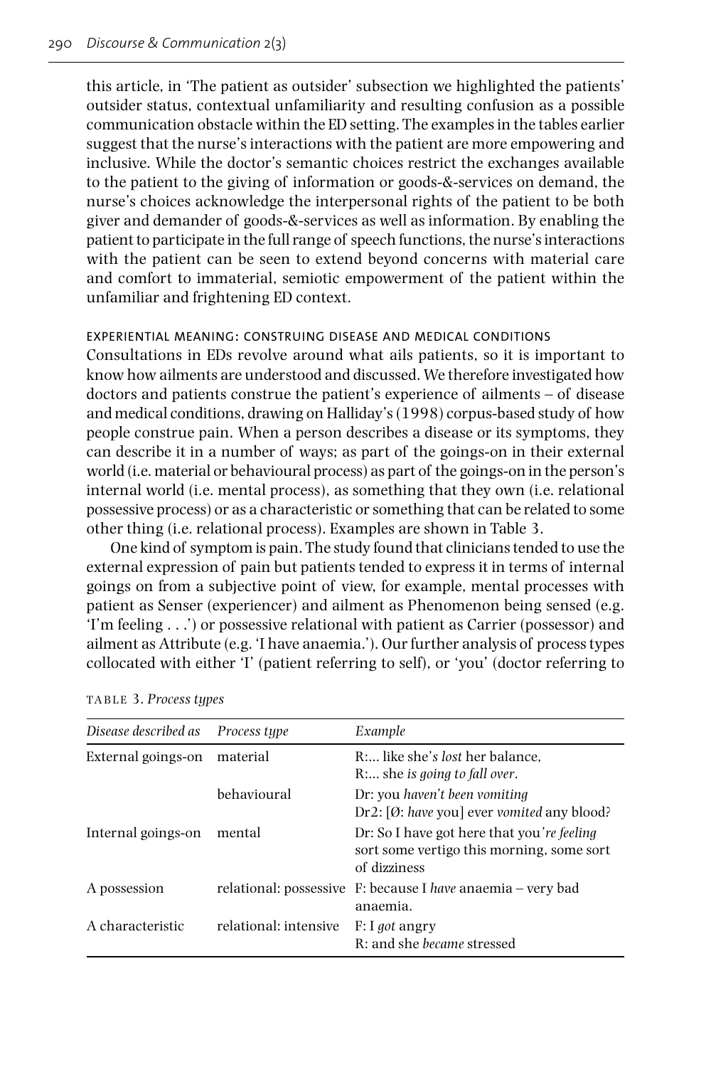this article, in 'The patient as outsider' subsection we highlighted the patients' outsider status, contextual unfamiliarity and resulting confusion as a possible communication obstacle within the ED setting. The examples in the tables earlier suggest that the nurse's interactions with the patient are more empowering and inclusive. While the doctor's semantic choices restrict the exchanges available to the patient to the giving of information or goods-&-services on demand, the nurse's choices acknowledge the interpersonal rights of the patient to be both giver and demander of goods-&-services as well as information. By enabling the patient to participate in the full range of speech functions, the nurse's interactions with the patient can be seen to extend beyond concerns with material care and comfort to immaterial, semiotic empowerment of the patient within the unfamiliar and frightening ED context.

### EXPERIENTIAL MEANING: CONSTRUING DISEASE AND MEDICAL CONDITIONS

Consultations in EDs revolve around what ails patients, so it is important to know how ailments are understood and discussed. We therefore investigated how doctors and patients construe the patient's experience of ailments – of disease and medical conditions, drawing on Halliday's (1998) corpus-based study of how people construe pain. When a person describes a disease or its symptoms, they can describe it in a number of ways; as part of the goings-on in their external world (i.e. material or behavioural process) as part of the goings-on in the person's internal world (i.e. mental process), as something that they own (i.e. relational possessive process) or as a characteristic or something that can be related to some other thing (i.e. relational process). Examples are shown in Table 3.

One kind of symptom is pain. The study found that clinicians tended to use the external expression of pain but patients tended to express it in terms of internal goings on from a subjective point of view, for example, mental processes with patient as Senser (experiencer) and ailment as Phenomenon being sensed (e.g. 'I'm feeling . . .') or possessive relational with patient as Carrier (possessor) and ailment as Attribute (e.g. 'I have anaemia.'). Our further analysis of process types collocated with either 'I' (patient referring to self), or 'you' (doctor referring to

TABLE 3. *Process types*

| *Disease described as* | *Process type* | *Example* |
|---|---|---|
| External goings-on | material | R:... like she'*s lost* her balance,<br>R:... she *is going to fall over*. |
| | behavioural | Dr: you *haven't been vomiting*<br>Dr2: [Ø: *have* you] ever *vomited* any blood? |
| Internal goings-on | mental | Dr: So I have got here that you'*re feeling* sort some vertigo this morning, some sort of dizziness |
| A possession | relational: possessive | F: because I *have* anaemia – very bad anaemia. |
| A characteristic | relational: intensive | F: I *got* angry<br>R: and she *became* stressed |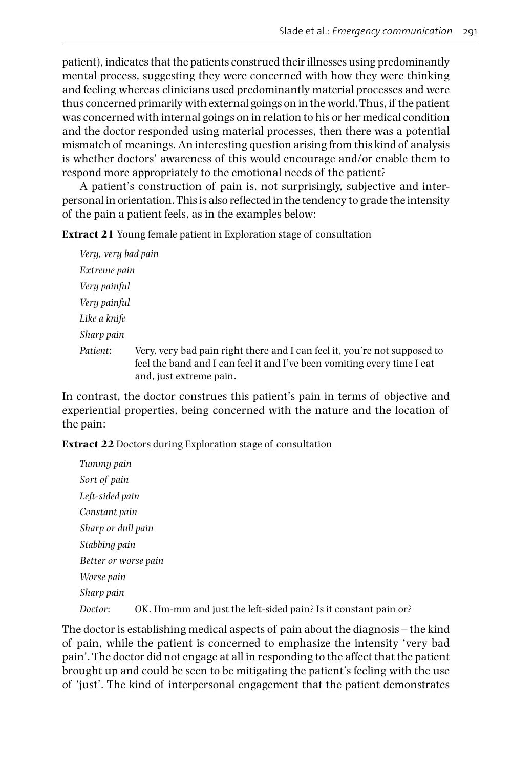patient), indicates that the patients construed their illnesses using predominantly mental process, suggesting they were concerned with how they were thinking and feeling whereas clinicians used predominantly material processes and were thus concerned primarily with external goings on in the world. Thus, if the patient was concerned with internal goings on in relation to his or her medical condition and the doctor responded using material processes, then there was a potential mismatch of meanings. An interesting question arising from this kind of analysis is whether doctors' awareness of this would encourage and/or enable them to respond more appropriately to the emotional needs of the patient?

A patient's construction of pain is, not surprisingly, subjective and interpersonal in orientation. This is also reflected in the tendency to grade the intensity of the pain a patient feels, as in the examples below:

**Extract 21** Young female patient in Exploration stage of consultation

*Very, very bad pain*
*Extreme pain*
*Very painful*
*Very painful*
*Like a knife*
*Sharp pain*
*Patient*: Very, very bad pain right there and I can feel it, you're not supposed to feel the band and I can feel it and I've been vomiting every time I eat and, just extreme pain.

In contrast, the doctor construes this patient's pain in terms of objective and experiential properties, being concerned with the nature and the location of the pain:

**Extract 22** Doctors during Exploration stage of consultation

*Tummy pain*
*Sort of pain*
*Left-sided pain*
*Constant pain*
*Sharp or dull pain*
*Stabbing pain*
*Better or worse pain*
*Worse pain*
*Sharp pain*
*Doctor*: OK. Hm-mm and just the left-sided pain? Is it constant pain or?

The doctor is establishing medical aspects of pain about the diagnosis – the kind of pain, while the patient is concerned to emphasize the intensity 'very bad pain'. The doctor did not engage at all in responding to the affect that the patient brought up and could be seen to be mitigating the patient's feeling with the use of 'just'. The kind of interpersonal engagement that the patient demonstrates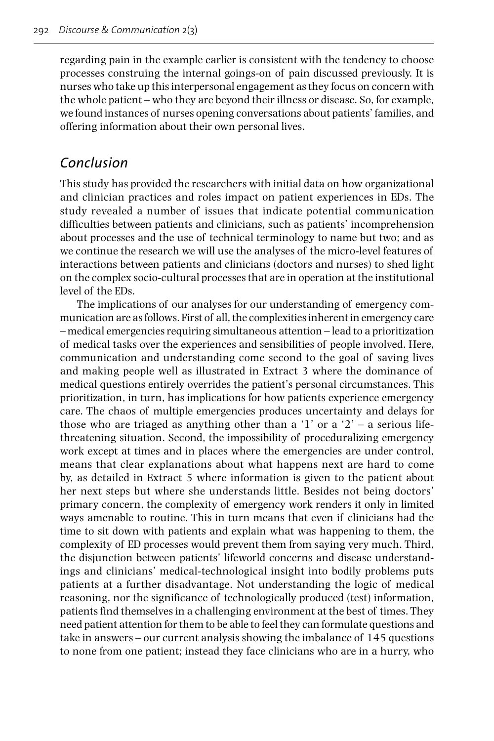regarding pain in the example earlier is consistent with the tendency to choose processes construing the internal goings-on of pain discussed previously. It is nurses who take up this interpersonal engagement as they focus on concern with the whole patient – who they are beyond their illness or disease. So, for example, we found instances of nurses opening conversations about patients' families, and offering information about their own personal lives.

## *Conclusion*

This study has provided the researchers with initial data on how organizational and clinician practices and roles impact on patient experiences in EDs. The study revealed a number of issues that indicate potential communication difficulties between patients and clinicians, such as patients' incomprehension about processes and the use of technical terminology to name but two; and as we continue the research we will use the analyses of the micro-level features of interactions between patients and clinicians (doctors and nurses) to shed light on the complex socio-cultural processes that are in operation at the institutional level of the EDs.

The implications of our analyses for our understanding of emergency communication are as follows. First of all, the complexities inherent in emergency care – medical emergencies requiring simultaneous attention – lead to a prioritization of medical tasks over the experiences and sensibilities of people involved. Here, communication and understanding come second to the goal of saving lives and making people well as illustrated in Extract 3 where the dominance of medical questions entirely overrides the patient's personal circumstances. This prioritization, in turn, has implications for how patients experience emergency care. The chaos of multiple emergencies produces uncertainty and delays for those who are triaged as anything other than a '1' or a '2' – a serious life-threatening situation. Second, the impossibility of proceduralizing emergency work except at times and in places where the emergencies are under control, means that clear explanations about what happens next are hard to come by, as detailed in Extract 5 where information is given to the patient about her next steps but where she understands little. Besides not being doctors' primary concern, the complexity of emergency work renders it only in limited ways amenable to routine. This in turn means that even if clinicians had the time to sit down with patients and explain what was happening to them, the complexity of ED processes would prevent them from saying very much. Third, the disjunction between patients' lifeworld concerns and disease understandings and clinicians' medical-technological insight into bodily problems puts patients at a further disadvantage. Not understanding the logic of medical reasoning, nor the significance of technologically produced (test) information, patients find themselves in a challenging environment at the best of times. They need patient attention for them to be able to feel they can formulate questions and take in answers – our current analysis showing the imbalance of 145 questions to none from one patient; instead they face clinicians who are in a hurry, who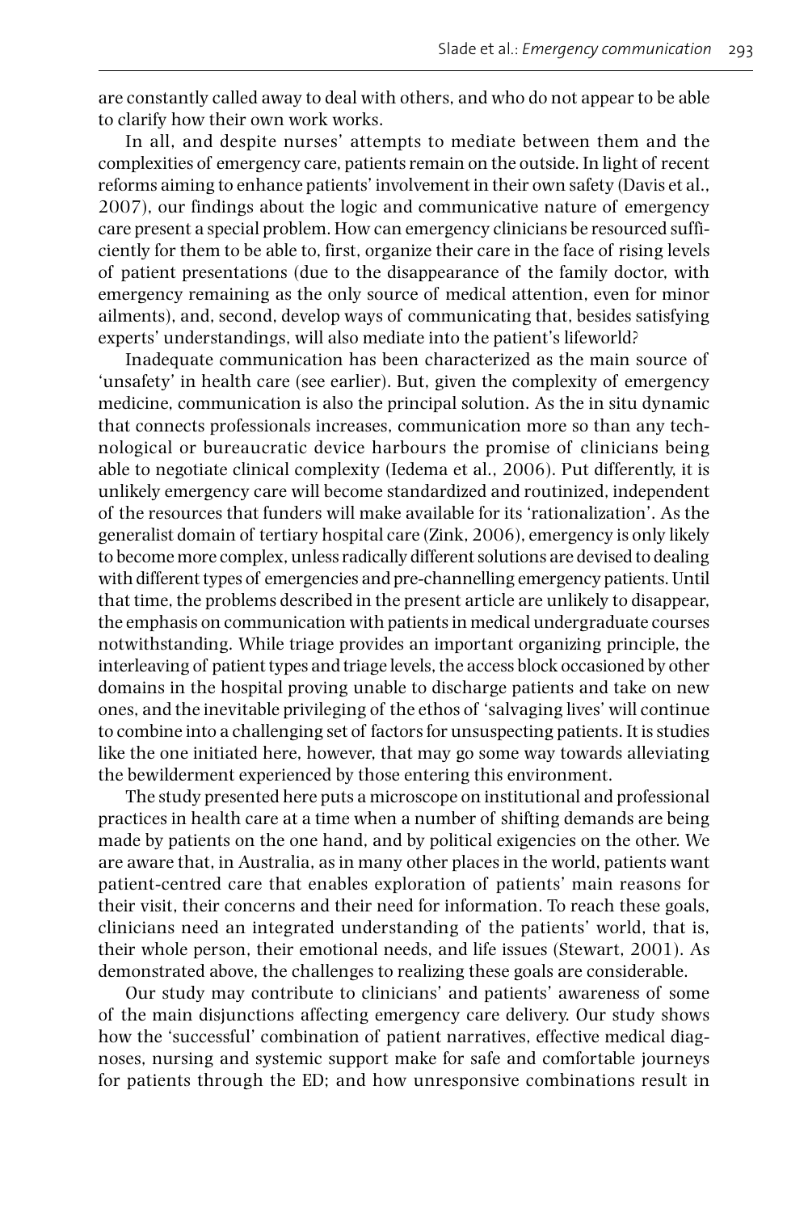are constantly called away to deal with others, and who do not appear to be able to clarify how their own work works.

In all, and despite nurses' attempts to mediate between them and the complexities of emergency care, patients remain on the outside. In light of recent reforms aiming to enhance patients' involvement in their own safety (Davis et al., 2007), our findings about the logic and communicative nature of emergency care present a special problem. How can emergency clinicians be resourced sufficiently for them to be able to, first, organize their care in the face of rising levels of patient presentations (due to the disappearance of the family doctor, with emergency remaining as the only source of medical attention, even for minor ailments), and, second, develop ways of communicating that, besides satisfying experts' understandings, will also mediate into the patient's lifeworld?

Inadequate communication has been characterized as the main source of 'unsafety' in health care (see earlier). But, given the complexity of emergency medicine, communication is also the principal solution. As the in situ dynamic that connects professionals increases, communication more so than any technological or bureaucratic device harbours the promise of clinicians being able to negotiate clinical complexity (Iedema et al., 2006). Put differently, it is unlikely emergency care will become standardized and routinized, independent of the resources that funders will make available for its 'rationalization'. As the generalist domain of tertiary hospital care (Zink, 2006), emergency is only likely to become more complex, unless radically different solutions are devised to dealing with different types of emergencies and pre-channelling emergency patients. Until that time, the problems described in the present article are unlikely to disappear, the emphasis on communication with patients in medical undergraduate courses notwithstanding. While triage provides an important organizing principle, the interleaving of patient types and triage levels, the access block occasioned by other domains in the hospital proving unable to discharge patients and take on new ones, and the inevitable privileging of the ethos of 'salvaging lives' will continue to combine into a challenging set of factors for unsuspecting patients. It is studies like the one initiated here, however, that may go some way towards alleviating the bewilderment experienced by those entering this environment.

The study presented here puts a microscope on institutional and professional practices in health care at a time when a number of shifting demands are being made by patients on the one hand, and by political exigencies on the other. We are aware that, in Australia, as in many other places in the world, patients want patient-centred care that enables exploration of patients' main reasons for their visit, their concerns and their need for information. To reach these goals, clinicians need an integrated understanding of the patients' world, that is, their whole person, their emotional needs, and life issues (Stewart, 2001). As demonstrated above, the challenges to realizing these goals are considerable.

Our study may contribute to clinicians' and patients' awareness of some of the main disjunctions affecting emergency care delivery. Our study shows how the 'successful' combination of patient narratives, effective medical diagnoses, nursing and systemic support make for safe and comfortable journeys for patients through the ED; and how unresponsive combinations result in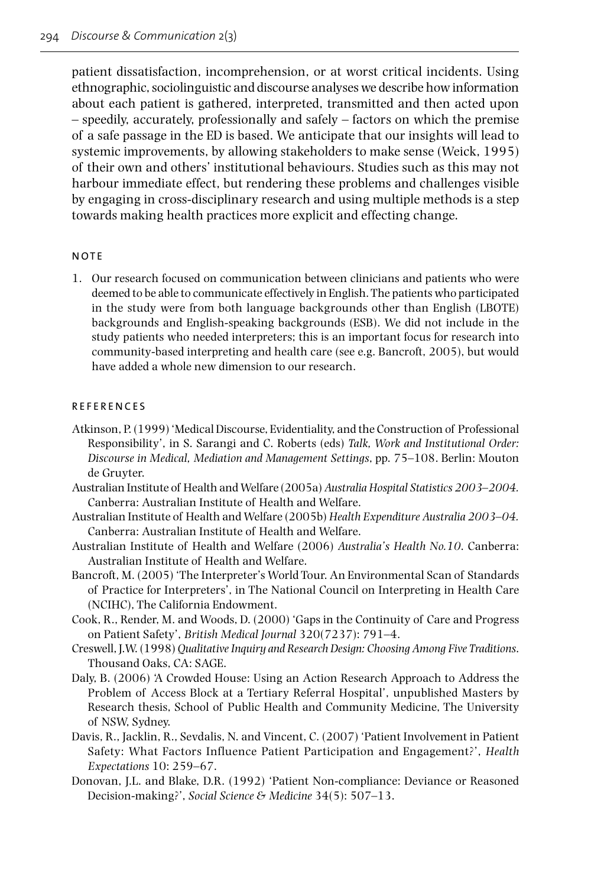patient dissatisfaction, incomprehension, or at worst critical incidents. Using ethnographic, sociolinguistic and discourse analyses we describe how information about each patient is gathered, interpreted, transmitted and then acted upon – speedily, accurately, professionally and safely – factors on which the premise of a safe passage in the ED is based. We anticipate that our insights will lead to systemic improvements, by allowing stakeholders to make sense (Weick, 1995) of their own and others' institutional behaviours. Studies such as this may not harbour immediate effect, but rendering these problems and challenges visible by engaging in cross-disciplinary research and using multiple methods is a step towards making health practices more explicit and effecting change.

## NOTE

1. Our research focused on communication between clinicians and patients who were deemed to be able to communicate effectively in English. The patients who participated in the study were from both language backgrounds other than English (LBOTE) backgrounds and English-speaking backgrounds (ESB). We did not include in the study patients who needed interpreters; this is an important focus for research into community-based interpreting and health care (see e.g. Bancroft, 2005), but would have added a whole new dimension to our research.

## REFERENCES

Atkinson, P. (1999) 'Medical Discourse, Evidentiality, and the Construction of Professional Responsibility', in S. Sarangi and C. Roberts (eds) *Talk, Work and Institutional Order: Discourse in Medical, Mediation and Management Settings*, pp. 75–108. Berlin: Mouton de Gruyter.

Australian Institute of Health and Welfare (2005a) *Australia Hospital Statistics 2003–2004.* Canberra: Australian Institute of Health and Welfare.

Australian Institute of Health and Welfare (2005b) *Health Expenditure Australia 2003–04.* Canberra: Australian Institute of Health and Welfare.

Australian Institute of Health and Welfare (2006) *Australia's Health No.10*. Canberra: Australian Institute of Health and Welfare.

Bancroft, M. (2005) 'The Interpreter's World Tour. An Environmental Scan of Standards of Practice for Interpreters', in The National Council on Interpreting in Health Care (NCIHC), The California Endowment.

Cook, R., Render, M. and Woods, D. (2000) 'Gaps in the Continuity of Care and Progress on Patient Safety', *British Medical Journal* 320(7237): 791–4.

Creswell, J.W. (1998) *Qualitative Inquiry and Research Design: Choosing Among Five Traditions*. Thousand Oaks, CA: SAGE.

Daly, B. (2006) 'A Crowded House: Using an Action Research Approach to Address the Problem of Access Block at a Tertiary Referral Hospital', unpublished Masters by Research thesis, School of Public Health and Community Medicine, The University of NSW, Sydney.

Davis, R., Jacklin, R., Sevdalis, N. and Vincent, C. (2007) 'Patient Involvement in Patient Safety: What Factors Influence Patient Participation and Engagement?', *Health Expectations* 10: 259–67.

Donovan, J.L. and Blake, D.R. (1992) 'Patient Non-compliance: Deviance or Reasoned Decision-making?', *Social Science & Medicine* 34(5): 507–13.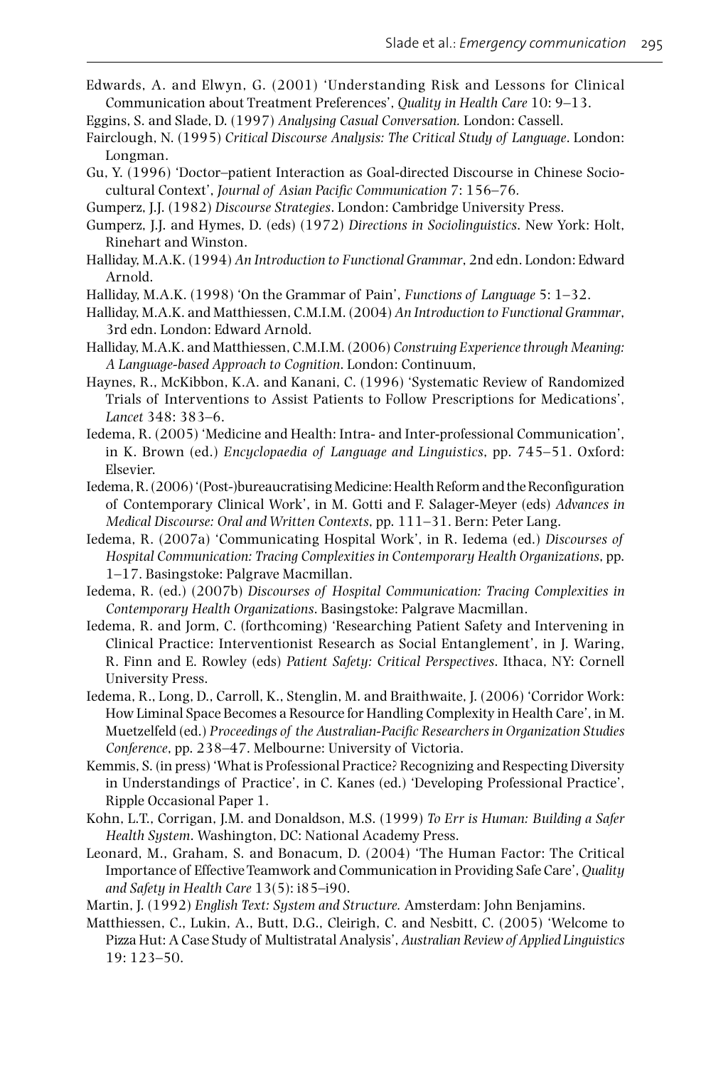Edwards, A. and Elwyn, G. (2001) 'Understanding Risk and Lessons for Clinical Communication about Treatment Preferences', *Quality in Health Care* 10: 9–13.

Eggins, S. and Slade, D. (1997) *Analysing Casual Conversation.* London: Cassell.

Fairclough, N. (1995) *Critical Discourse Analysis: The Critical Study of Language*. London: Longman.

Gu, Y. (1996) 'Doctor–patient Interaction as Goal-directed Discourse in Chinese Socio-cultural Context', *Journal of Asian Pacific Communication* 7: 156–76.

Gumperz, J.J. (1982) *Discourse Strategies*. London: Cambridge University Press.

Gumperz, J.J. and Hymes, D. (eds) (1972) *Directions in Sociolinguistics*. New York: Holt, Rinehart and Winston.

Halliday, M.A.K. (1994) *An Introduction to Functional Grammar*, 2nd edn. London: Edward Arnold.

Halliday, M.A.K. (1998) 'On the Grammar of Pain', *Functions of Language* 5: 1–32.

Halliday, M.A.K. and Matthiessen, C.M.I.M. (2004) *An Introduction to Functional Grammar*, 3rd edn. London: Edward Arnold.

Halliday, M.A.K. and Matthiessen, C.M.I.M. (2006) *Construing Experience through Meaning: A Language-based Approach to Cognition*. London: Continuum,

Haynes, R., McKibbon, K.A. and Kanani, C. (1996) 'Systematic Review of Randomized Trials of Interventions to Assist Patients to Follow Prescriptions for Medications', *Lancet* 348: 383–6.

Iedema, R. (2005) 'Medicine and Health: Intra- and Inter-professional Communication', in K. Brown (ed.) *Encyclopaedia of Language and Linguistics*, pp. 745–51. Oxford: Elsevier.

Iedema, R. (2006) '(Post-)bureaucratising Medicine: Health Reform and the Reconfiguration of Contemporary Clinical Work', in M. Gotti and F. Salager-Meyer (eds) *Advances in Medical Discourse: Oral and Written Contexts*, pp. 111–31. Bern: Peter Lang.

Iedema, R. (2007a) 'Communicating Hospital Work', in R. Iedema (ed.) *Discourses of Hospital Communication: Tracing Complexities in Contemporary Health Organizations*, pp. 1–17. Basingstoke: Palgrave Macmillan.

Iedema, R. (ed.) (2007b) *Discourses of Hospital Communication: Tracing Complexities in Contemporary Health Organizations*. Basingstoke: Palgrave Macmillan.

Iedema, R. and Jorm, C. (forthcoming) 'Researching Patient Safety and Intervening in Clinical Practice: Interventionist Research as Social Entanglement', in J. Waring, R. Finn and E. Rowley (eds) *Patient Safety: Critical Perspectives*. Ithaca, NY: Cornell University Press.

Iedema, R., Long, D., Carroll, K., Stenglin, M. and Braithwaite, J. (2006) 'Corridor Work: How Liminal Space Becomes a Resource for Handling Complexity in Health Care', in M. Muetzelfeld (ed.) *Proceedings of the Australian-Pacific Researchers in Organization Studies Conference*, pp. 238–47. Melbourne: University of Victoria.

Kemmis, S. (in press) 'What is Professional Practice? Recognizing and Respecting Diversity in Understandings of Practice', in C. Kanes (ed.) 'Developing Professional Practice', Ripple Occasional Paper 1.

Kohn, L.T., Corrigan, J.M. and Donaldson, M.S. (1999) *To Err is Human: Building a Safer Health System*. Washington, DC: National Academy Press.

Leonard, M., Graham, S. and Bonacum, D. (2004) 'The Human Factor: The Critical Importance of Effective Teamwork and Communication in Providing Safe Care', *Quality and Safety in Health Care* 13(5): i85–i90.

Martin, J. (1992) *English Text: System and Structure.* Amsterdam: John Benjamins.

Matthiessen, C., Lukin, A., Butt, D.G., Cleirigh, C. and Nesbitt, C. (2005) 'Welcome to Pizza Hut: A Case Study of Multistratal Analysis', *Australian Review of Applied Linguistics* 19: 123–50.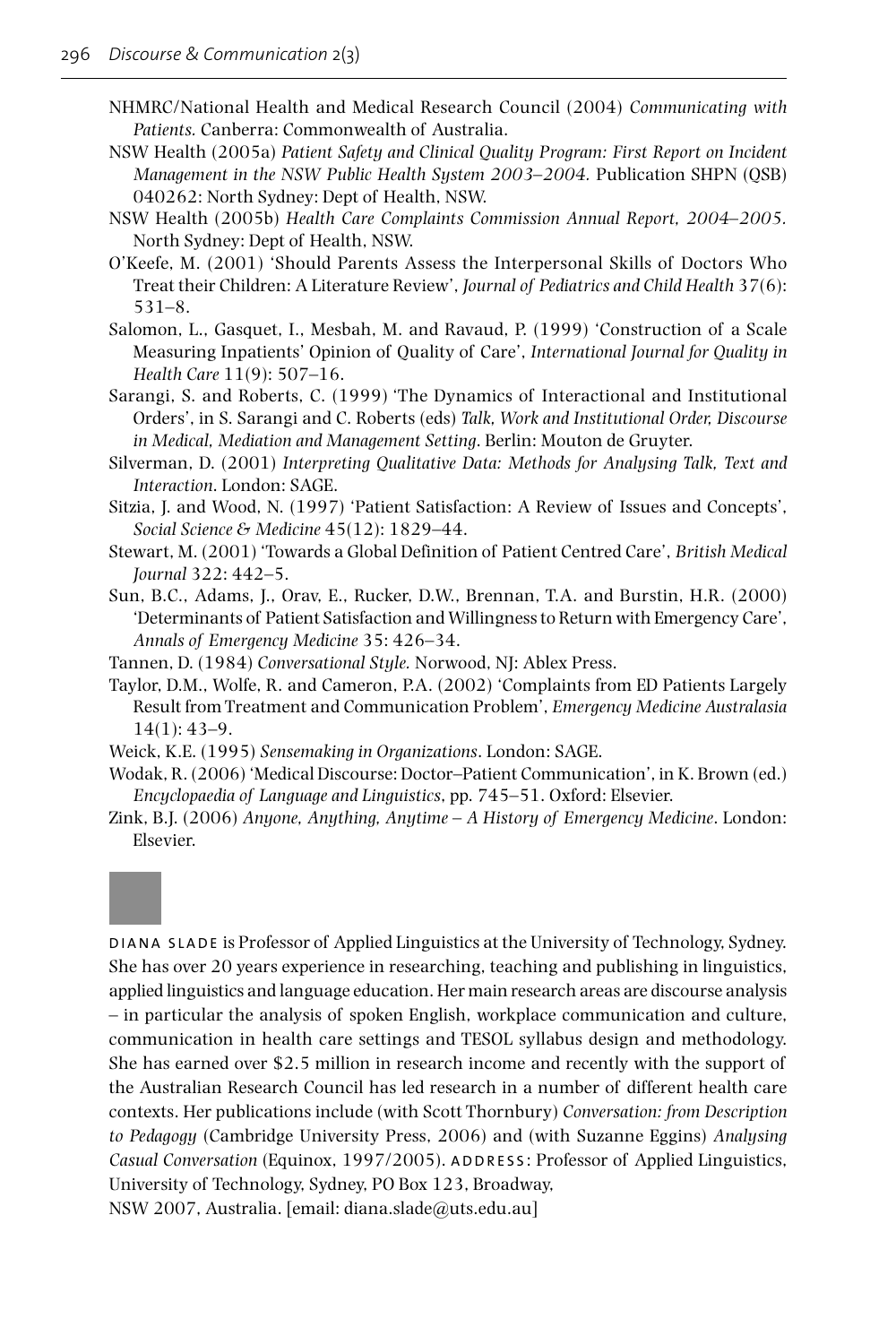NHMRC/National Health and Medical Research Council (2004) *Communicating with Patients.* Canberra: Commonwealth of Australia.

NSW Health (2005a) *Patient Safety and Clinical Quality Program: First Report on Incident Management in the NSW Public Health System 2003–2004.* Publication SHPN (QSB) 040262: North Sydney: Dept of Health, NSW.

NSW Health (2005b) *Health Care Complaints Commission Annual Report, 2004–2005.* North Sydney: Dept of Health, NSW.

O'Keefe, M. (2001) 'Should Parents Assess the Interpersonal Skills of Doctors Who Treat their Children: A Literature Review', *Journal of Pediatrics and Child Health* 37(6): 531–8.

Salomon, L., Gasquet, I., Mesbah, M. and Ravaud, P. (1999) 'Construction of a Scale Measuring Inpatients' Opinion of Quality of Care', *International Journal for Quality in Health Care* 11(9): 507–16.

Sarangi, S. and Roberts, C. (1999) 'The Dynamics of Interactional and Institutional Orders', in S. Sarangi and C. Roberts (eds) *Talk, Work and Institutional Order, Discourse in Medical, Mediation and Management Setting*. Berlin: Mouton de Gruyter.

Silverman, D. (2001) *Interpreting Qualitative Data: Methods for Analysing Talk, Text and Interaction*. London: SAGE.

Sitzia, J. and Wood, N. (1997) 'Patient Satisfaction: A Review of Issues and Concepts', *Social Science & Medicine* 45(12): 1829–44.

Stewart, M. (2001) 'Towards a Global Definition of Patient Centred Care', *British Medical Journal* 322: 442–5.

Sun, B.C., Adams, J., Orav, E., Rucker, D.W., Brennan, T.A. and Burstin, H.R. (2000) 'Determinants of Patient Satisfaction and Willingness to Return with Emergency Care', *Annals of Emergency Medicine* 35: 426–34.

Tannen, D. (1984) *Conversational Style.* Norwood, NJ: Ablex Press.

Taylor, D.M., Wolfe, R. and Cameron, P.A. (2002) 'Complaints from ED Patients Largely Result from Treatment and Communication Problem', *Emergency Medicine Australasia* 14(1): 43–9.

Weick, K.E. (1995) *Sensemaking in Organizations*. London: SAGE.

Wodak, R. (2006) 'Medical Discourse: Doctor–Patient Communication', in K. Brown (ed.) *Encyclopaedia of Language and Linguistics*, pp. 745–51. Oxford: Elsevier.

Zink, B.J. (2006) *Anyone, Anything, Anytime – A History of Emergency Medicine*. London: Elsevier.

DIANA SLADE is Professor of Applied Linguistics at the University of Technology, Sydney. She has over 20 years experience in researching, teaching and publishing in linguistics, applied linguistics and language education. Her main research areas are discourse analysis – in particular the analysis of spoken English, workplace communication and culture, communication in health care settings and TESOL syllabus design and methodology. She has earned over $2.5 million in research income and recently with the support of the Australian Research Council has led research in a number of different health care contexts. Her publications include (with Scott Thornbury) *Conversation: from Description to Pedagogy* (Cambridge University Press, 2006) and (with Suzanne Eggins) *Analysing Casual Conversation* (Equinox, 1997/2005). ADDRESS: Professor of Applied Linguistics, University of Technology, Sydney, PO Box 123, Broadway, NSW 2007, Australia. [email: diana.slade@uts.edu.au]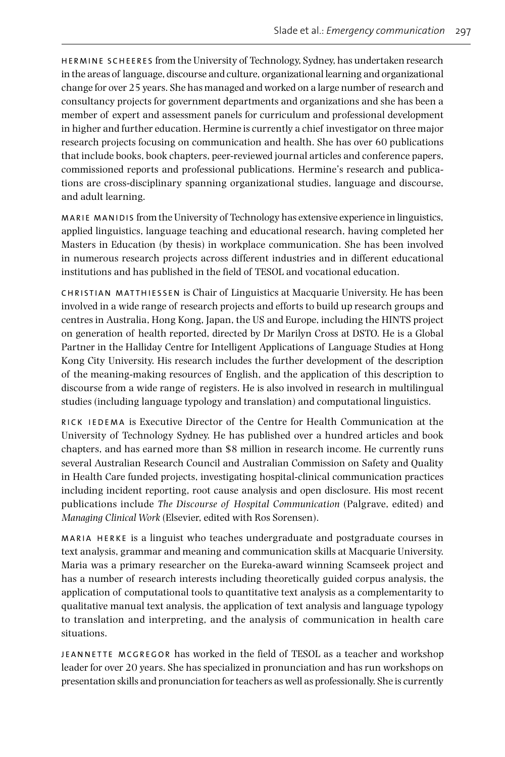HERMINE SCHEERES from the University of Technology, Sydney, has undertaken research in the areas of language, discourse and culture, organizational learning and organizational change for over 25 years. She has managed and worked on a large number of research and consultancy projects for government departments and organizations and she has been a member of expert and assessment panels for curriculum and professional development in higher and further education. Hermine is currently a chief investigator on three major research projects focusing on communication and health. She has over 60 publications that include books, book chapters, peer-reviewed journal articles and conference papers, commissioned reports and professional publications. Hermine's research and publications are cross-disciplinary spanning organizational studies, language and discourse, and adult learning.

MARIE MANIDIS from the University of Technology has extensive experience in linguistics, applied linguistics, language teaching and educational research, having completed her Masters in Education (by thesis) in workplace communication. She has been involved in numerous research projects across different industries and in different educational institutions and has published in the field of TESOL and vocational education.

CHRISTIAN MATTHIESSEN is Chair of Linguistics at Macquarie University. He has been involved in a wide range of research projects and efforts to build up research groups and centres in Australia, Hong Kong, Japan, the US and Europe, including the HINTS project on generation of health reported, directed by Dr Marilyn Cross at DSTO. He is a Global Partner in the Halliday Centre for Intelligent Applications of Language Studies at Hong Kong City University. His research includes the further development of the description of the meaning-making resources of English, and the application of this description to discourse from a wide range of registers. He is also involved in research in multilingual studies (including language typology and translation) and computational linguistics.

RICK IEDEMA is Executive Director of the Centre for Health Communication at the University of Technology Sydney. He has published over a hundred articles and book chapters, and has earned more than $8 million in research income. He currently runs several Australian Research Council and Australian Commission on Safety and Quality in Health Care funded projects, investigating hospital-clinical communication practices including incident reporting, root cause analysis and open disclosure. His most recent publications include *The Discourse of Hospital Communication* (Palgrave, edited) and *Managing Clinical Work* (Elsevier, edited with Ros Sorensen).

MARIA HERKE is a linguist who teaches undergraduate and postgraduate courses in text analysis, grammar and meaning and communication skills at Macquarie University. Maria was a primary researcher on the Eureka-award winning Scamseek project and has a number of research interests including theoretically guided corpus analysis, the application of computational tools to quantitative text analysis as a complementarity to qualitative manual text analysis, the application of text analysis and language typology to translation and interpreting, and the analysis of communication in health care situations.

JEANNETTE MCGREGOR has worked in the field of TESOL as a teacher and workshop leader for over 20 years. She has specialized in pronunciation and has run workshops on presentation skills and pronunciation for teachers as well as professionally. She is currently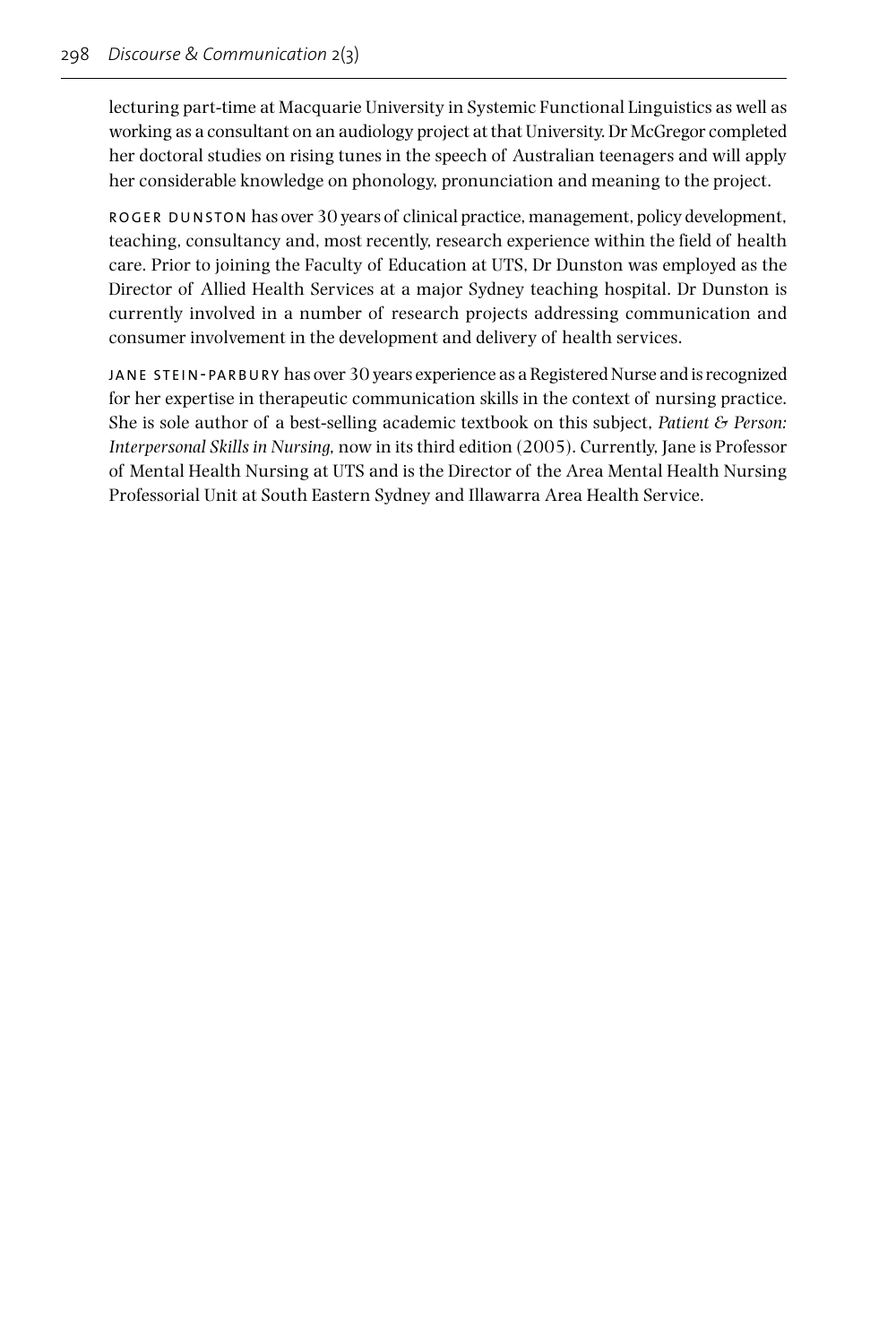lecturing part-time at Macquarie University in Systemic Functional Linguistics as well as working as a consultant on an audiology project at that University. Dr McGregor completed her doctoral studies on rising tunes in the speech of Australian teenagers and will apply her considerable knowledge on phonology, pronunciation and meaning to the project.

ROGER DUNSTON has over 30 years of clinical practice, management, policy development, teaching, consultancy and, most recently, research experience within the field of health care. Prior to joining the Faculty of Education at UTS, Dr Dunston was employed as the Director of Allied Health Services at a major Sydney teaching hospital. Dr Dunston is currently involved in a number of research projects addressing communication and consumer involvement in the development and delivery of health services.

JANE STEIN-PARBURY has over 30 years experience as a Registered Nurse and is recognized for her expertise in therapeutic communication skills in the context of nursing practice. She is sole author of a best-selling academic textbook on this subject, *Patient & Person: Interpersonal Skills in Nursing,* now in its third edition (2005). Currently, Jane is Professor of Mental Health Nursing at UTS and is the Director of the Area Mental Health Nursing Professorial Unit at South Eastern Sydney and Illawarra Area Health Service.